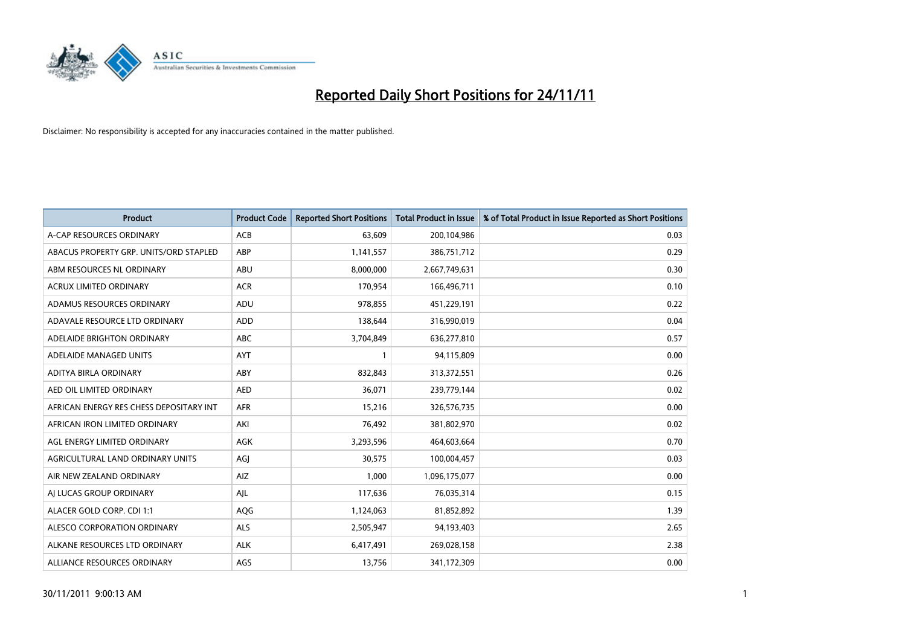# Reported Daily Short Positions for 24/11/11

Disclaimer: No responsibility is accepted for any inaccuracies contained in the matter published.

| Product | Product Code | Reported Short Positions | Total Product in Issue | % of Total Product in Issue Reported as Short Positions |
|---|---|---|---|---|
| A-CAP RESOURCES ORDINARY | ACB | 63,609 | 200,104,986 | 0.03 |
| ABACUS PROPERTY GRP. UNITS/ORD STAPLED | ABP | 1,141,557 | 386,751,712 | 0.29 |
| ABM RESOURCES NL ORDINARY | ABU | 8,000,000 | 2,667,749,631 | 0.30 |
| ACRUX LIMITED ORDINARY | ACR | 170,954 | 166,496,711 | 0.10 |
| ADAMUS RESOURCES ORDINARY | ADU | 978,855 | 451,229,191 | 0.22 |
| ADAVALE RESOURCE LTD ORDINARY | ADD | 138,644 | 316,990,019 | 0.04 |
| ADELAIDE BRIGHTON ORDINARY | ABC | 3,704,849 | 636,277,810 | 0.57 |
| ADELAIDE MANAGED UNITS | AYT | 1 | 94,115,809 | 0.00 |
| ADITYA BIRLA ORDINARY | ABY | 832,843 | 313,372,551 | 0.26 |
| AED OIL LIMITED ORDINARY | AED | 36,071 | 239,779,144 | 0.02 |
| AFRICAN ENERGY RES CHESS DEPOSITARY INT | AFR | 15,216 | 326,576,735 | 0.00 |
| AFRICAN IRON LIMITED ORDINARY | AKI | 76,492 | 381,802,970 | 0.02 |
| AGL ENERGY LIMITED ORDINARY | AGK | 3,293,596 | 464,603,664 | 0.70 |
| AGRICULTURAL LAND ORDINARY UNITS | AGJ | 30,575 | 100,004,457 | 0.03 |
| AIR NEW ZEALAND ORDINARY | AIZ | 1,000 | 1,096,175,077 | 0.00 |
| AJ LUCAS GROUP ORDINARY | AJL | 117,636 | 76,035,314 | 0.15 |
| ALACER GOLD CORP. CDI 1:1 | AQG | 1,124,063 | 81,852,892 | 1.39 |
| ALESCO CORPORATION ORDINARY | ALS | 2,505,947 | 94,193,403 | 2.65 |
| ALKANE RESOURCES LTD ORDINARY | ALK | 6,417,491 | 269,028,158 | 2.38 |
| ALLIANCE RESOURCES ORDINARY | AGS | 13,756 | 341,172,309 | 0.00 |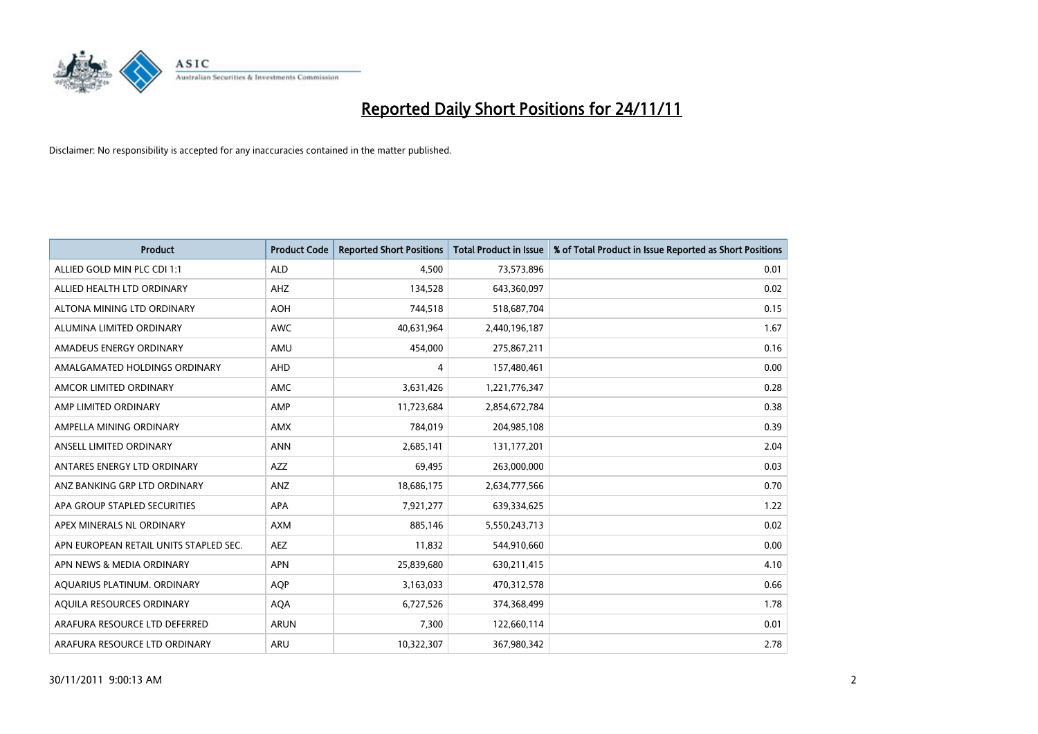# Reported Daily Short Positions for 24/11/11

Disclaimer: No responsibility is accepted for any inaccuracies contained in the matter published.

| Product | Product Code | Reported Short Positions | Total Product in Issue | % of Total Product in Issue Reported as Short Positions |
|---|---|---|---|---|
| ALLIED GOLD MIN PLC CDI 1:1 | ALD | 4,500 | 73,573,896 | 0.01 |
| ALLIED HEALTH LTD ORDINARY | AHZ | 134,528 | 643,360,097 | 0.02 |
| ALTONA MINING LTD ORDINARY | AOH | 744,518 | 518,687,704 | 0.15 |
| ALUMINA LIMITED ORDINARY | AWC | 40,631,964 | 2,440,196,187 | 1.67 |
| AMADEUS ENERGY ORDINARY | AMU | 454,000 | 275,867,211 | 0.16 |
| AMALGAMATED HOLDINGS ORDINARY | AHD | 4 | 157,480,461 | 0.00 |
| AMCOR LIMITED ORDINARY | AMC | 3,631,426 | 1,221,776,347 | 0.28 |
| AMP LIMITED ORDINARY | AMP | 11,723,684 | 2,854,672,784 | 0.38 |
| AMPELLA MINING ORDINARY | AMX | 784,019 | 204,985,108 | 0.39 |
| ANSELL LIMITED ORDINARY | ANN | 2,685,141 | 131,177,201 | 2.04 |
| ANTARES ENERGY LTD ORDINARY | AZZ | 69,495 | 263,000,000 | 0.03 |
| ANZ BANKING GRP LTD ORDINARY | ANZ | 18,686,175 | 2,634,777,566 | 0.70 |
| APA GROUP STAPLED SECURITIES | APA | 7,921,277 | 639,334,625 | 1.22 |
| APEX MINERALS NL ORDINARY | AXM | 885,146 | 5,550,243,713 | 0.02 |
| APN EUROPEAN RETAIL UNITS STAPLED SEC. | AEZ | 11,832 | 544,910,660 | 0.00 |
| APN NEWS & MEDIA ORDINARY | APN | 25,839,680 | 630,211,415 | 4.10 |
| AQUARIUS PLATINUM. ORDINARY | AQP | 3,163,033 | 470,312,578 | 0.66 |
| AQUILA RESOURCES ORDINARY | AQA | 6,727,526 | 374,368,499 | 1.78 |
| ARAFURA RESOURCE LTD DEFERRED | ARUN | 7,300 | 122,660,114 | 0.01 |
| ARAFURA RESOURCE LTD ORDINARY | ARU | 10,322,307 | 367,980,342 | 2.78 |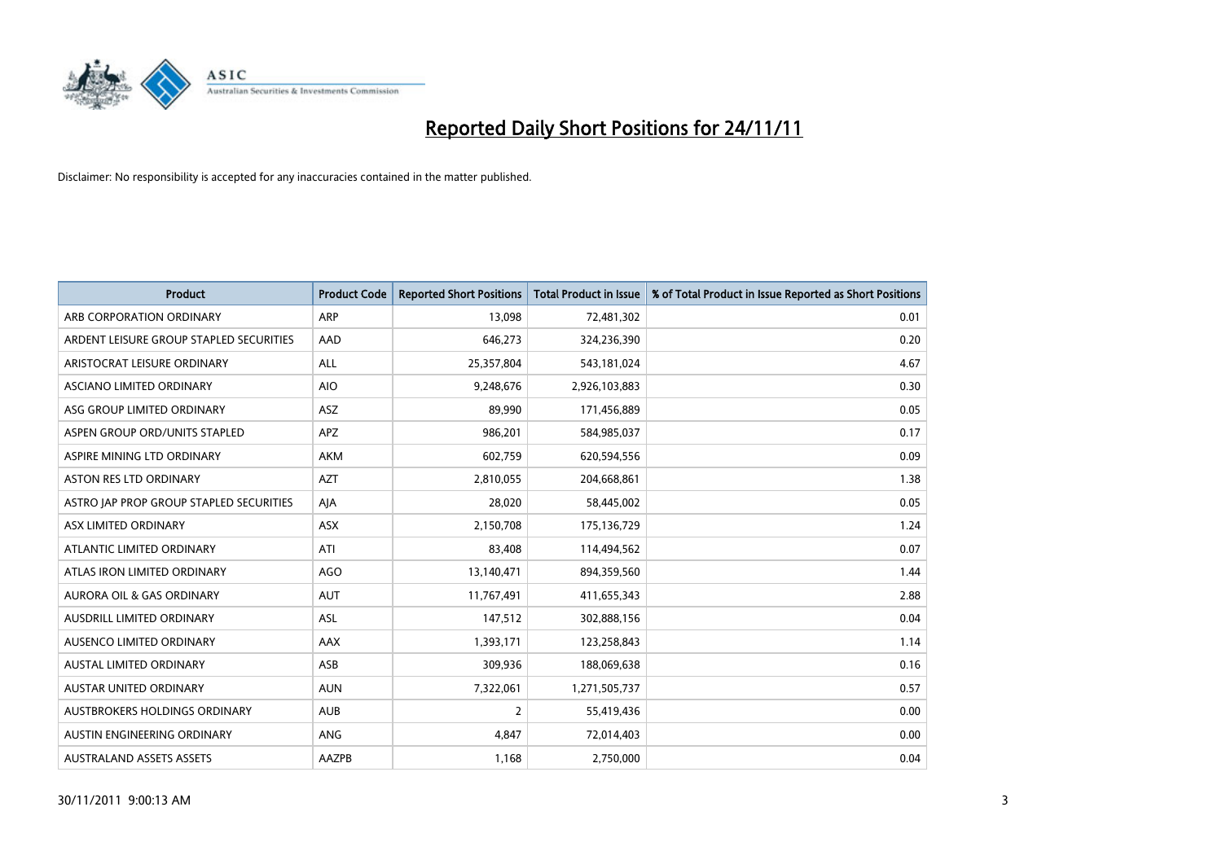# Reported Daily Short Positions for 24/11/11

Disclaimer: No responsibility is accepted for any inaccuracies contained in the matter published.

| Product | Product Code | Reported Short Positions | Total Product in Issue | % of Total Product in Issue Reported as Short Positions |
|---|---|---|---|---|
| ARB CORPORATION ORDINARY | ARP | 13,098 | 72,481,302 | 0.01 |
| ARDENT LEISURE GROUP STAPLED SECURITIES | AAD | 646,273 | 324,236,390 | 0.20 |
| ARISTOCRAT LEISURE ORDINARY | ALL | 25,357,804 | 543,181,024 | 4.67 |
| ASCIANO LIMITED ORDINARY | AIO | 9,248,676 | 2,926,103,883 | 0.30 |
| ASG GROUP LIMITED ORDINARY | ASZ | 89,990 | 171,456,889 | 0.05 |
| ASPEN GROUP ORD/UNITS STAPLED | APZ | 986,201 | 584,985,037 | 0.17 |
| ASPIRE MINING LTD ORDINARY | AKM | 602,759 | 620,594,556 | 0.09 |
| ASTON RES LTD ORDINARY | AZT | 2,810,055 | 204,668,861 | 1.38 |
| ASTRO JAP PROP GROUP STAPLED SECURITIES | AJA | 28,020 | 58,445,002 | 0.05 |
| ASX LIMITED ORDINARY | ASX | 2,150,708 | 175,136,729 | 1.24 |
| ATLANTIC LIMITED ORDINARY | ATI | 83,408 | 114,494,562 | 0.07 |
| ATLAS IRON LIMITED ORDINARY | AGO | 13,140,471 | 894,359,560 | 1.44 |
| AURORA OIL & GAS ORDINARY | AUT | 11,767,491 | 411,655,343 | 2.88 |
| AUSDRILL LIMITED ORDINARY | ASL | 147,512 | 302,888,156 | 0.04 |
| AUSENCO LIMITED ORDINARY | AAX | 1,393,171 | 123,258,843 | 1.14 |
| AUSTAL LIMITED ORDINARY | ASB | 309,936 | 188,069,638 | 0.16 |
| AUSTAR UNITED ORDINARY | AUN | 7,322,061 | 1,271,505,737 | 0.57 |
| AUSTBROKERS HOLDINGS ORDINARY | AUB | 2 | 55,419,436 | 0.00 |
| AUSTIN ENGINEERING ORDINARY | ANG | 4,847 | 72,014,403 | 0.00 |
| AUSTRALAND ASSETS ASSETS | AAZPB | 1,168 | 2,750,000 | 0.04 |

30/11/2011 9:00:13 AM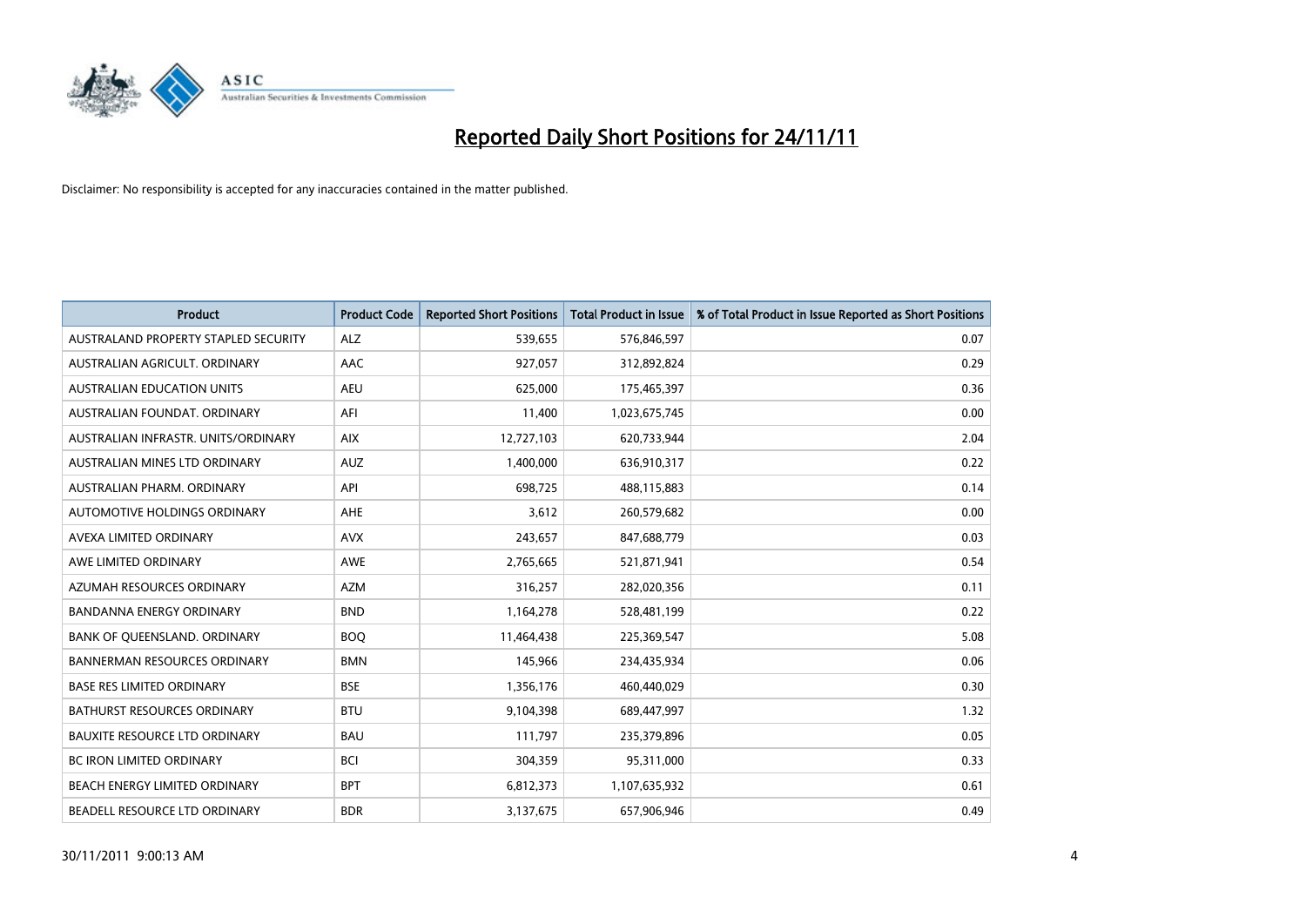# Reported Daily Short Positions for 24/11/11

Disclaimer: No responsibility is accepted for any inaccuracies contained in the matter published.

| Product | Product Code | Reported Short Positions | Total Product in Issue | % of Total Product in Issue Reported as Short Positions |
|---|---|---|---|---|
| AUSTRALAND PROPERTY STAPLED SECURITY | ALZ | 539,655 | 576,846,597 | 0.07 |
| AUSTRALIAN AGRICULT. ORDINARY | AAC | 927,057 | 312,892,824 | 0.29 |
| AUSTRALIAN EDUCATION UNITS | AEU | 625,000 | 175,465,397 | 0.36 |
| AUSTRALIAN FOUNDAT. ORDINARY | AFI | 11,400 | 1,023,675,745 | 0.00 |
| AUSTRALIAN INFRASTR. UNITS/ORDINARY | AIX | 12,727,103 | 620,733,944 | 2.04 |
| AUSTRALIAN MINES LTD ORDINARY | AUZ | 1,400,000 | 636,910,317 | 0.22 |
| AUSTRALIAN PHARM. ORDINARY | API | 698,725 | 488,115,883 | 0.14 |
| AUTOMOTIVE HOLDINGS ORDINARY | AHE | 3,612 | 260,579,682 | 0.00 |
| AVEXA LIMITED ORDINARY | AVX | 243,657 | 847,688,779 | 0.03 |
| AWE LIMITED ORDINARY | AWE | 2,765,665 | 521,871,941 | 0.54 |
| AZUMAH RESOURCES ORDINARY | AZM | 316,257 | 282,020,356 | 0.11 |
| BANDANNA ENERGY ORDINARY | BND | 1,164,278 | 528,481,199 | 0.22 |
| BANK OF QUEENSLAND. ORDINARY | BOQ | 11,464,438 | 225,369,547 | 5.08 |
| BANNERMAN RESOURCES ORDINARY | BMN | 145,966 | 234,435,934 | 0.06 |
| BASE RES LIMITED ORDINARY | BSE | 1,356,176 | 460,440,029 | 0.30 |
| BATHURST RESOURCES ORDINARY | BTU | 9,104,398 | 689,447,997 | 1.32 |
| BAUXITE RESOURCE LTD ORDINARY | BAU | 111,797 | 235,379,896 | 0.05 |
| BC IRON LIMITED ORDINARY | BCI | 304,359 | 95,311,000 | 0.33 |
| BEACH ENERGY LIMITED ORDINARY | BPT | 6,812,373 | 1,107,635,932 | 0.61 |
| BEADELL RESOURCE LTD ORDINARY | BDR | 3,137,675 | 657,906,946 | 0.49 |

30/11/2011 9:00:13 AM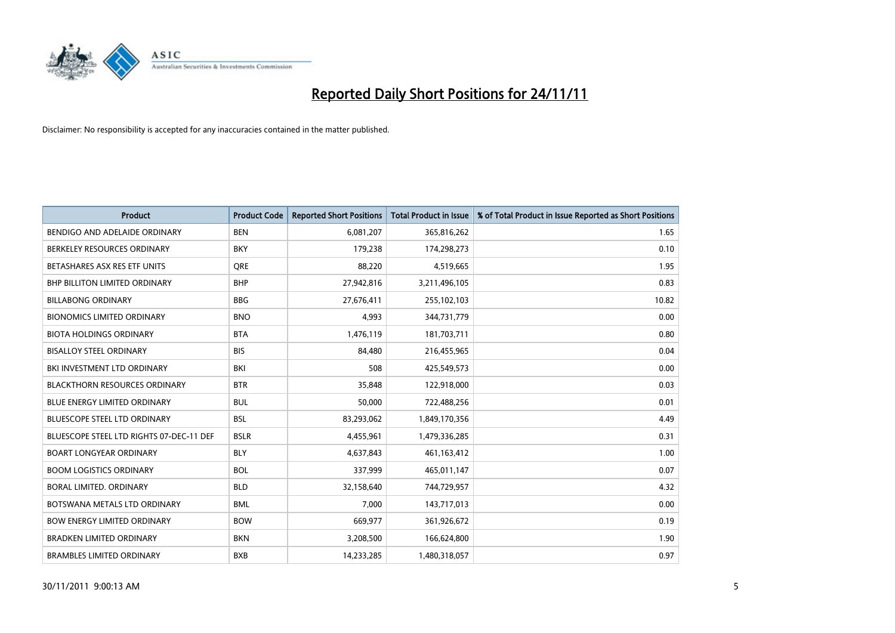# Reported Daily Short Positions for 24/11/11

Disclaimer: No responsibility is accepted for any inaccuracies contained in the matter published.

| Product | Product Code | Reported Short Positions | Total Product in Issue | % of Total Product in Issue Reported as Short Positions |
|---|---|---|---|---|
| BENDIGO AND ADELAIDE ORDINARY | BEN | 6,081,207 | 365,816,262 | 1.65 |
| BERKELEY RESOURCES ORDINARY | BKY | 179,238 | 174,298,273 | 0.10 |
| BETASHARES ASX RES ETF UNITS | QRE | 88,220 | 4,519,665 | 1.95 |
| BHP BILLITON LIMITED ORDINARY | BHP | 27,942,816 | 3,211,496,105 | 0.83 |
| BILLABONG ORDINARY | BBG | 27,676,411 | 255,102,103 | 10.82 |
| BIONOMICS LIMITED ORDINARY | BNO | 4,993 | 344,731,779 | 0.00 |
| BIOTA HOLDINGS ORDINARY | BTA | 1,476,119 | 181,703,711 | 0.80 |
| BISALLOY STEEL ORDINARY | BIS | 84,480 | 216,455,965 | 0.04 |
| BKI INVESTMENT LTD ORDINARY | BKI | 508 | 425,549,573 | 0.00 |
| BLACKTHORN RESOURCES ORDINARY | BTR | 35,848 | 122,918,000 | 0.03 |
| BLUE ENERGY LIMITED ORDINARY | BUL | 50,000 | 722,488,256 | 0.01 |
| BLUESCOPE STEEL LTD ORDINARY | BSL | 83,293,062 | 1,849,170,356 | 4.49 |
| BLUESCOPE STEEL LTD RIGHTS 07-DEC-11 DEF | BSLR | 4,455,961 | 1,479,336,285 | 0.31 |
| BOART LONGYEAR ORDINARY | BLY | 4,637,843 | 461,163,412 | 1.00 |
| BOOM LOGISTICS ORDINARY | BOL | 337,999 | 465,011,147 | 0.07 |
| BORAL LIMITED. ORDINARY | BLD | 32,158,640 | 744,729,957 | 4.32 |
| BOTSWANA METALS LTD ORDINARY | BML | 7,000 | 143,717,013 | 0.00 |
| BOW ENERGY LIMITED ORDINARY | BOW | 669,977 | 361,926,672 | 0.19 |
| BRADKEN LIMITED ORDINARY | BKN | 3,208,500 | 166,624,800 | 1.90 |
| BRAMBLES LIMITED ORDINARY | BXB | 14,233,285 | 1,480,318,057 | 0.97 |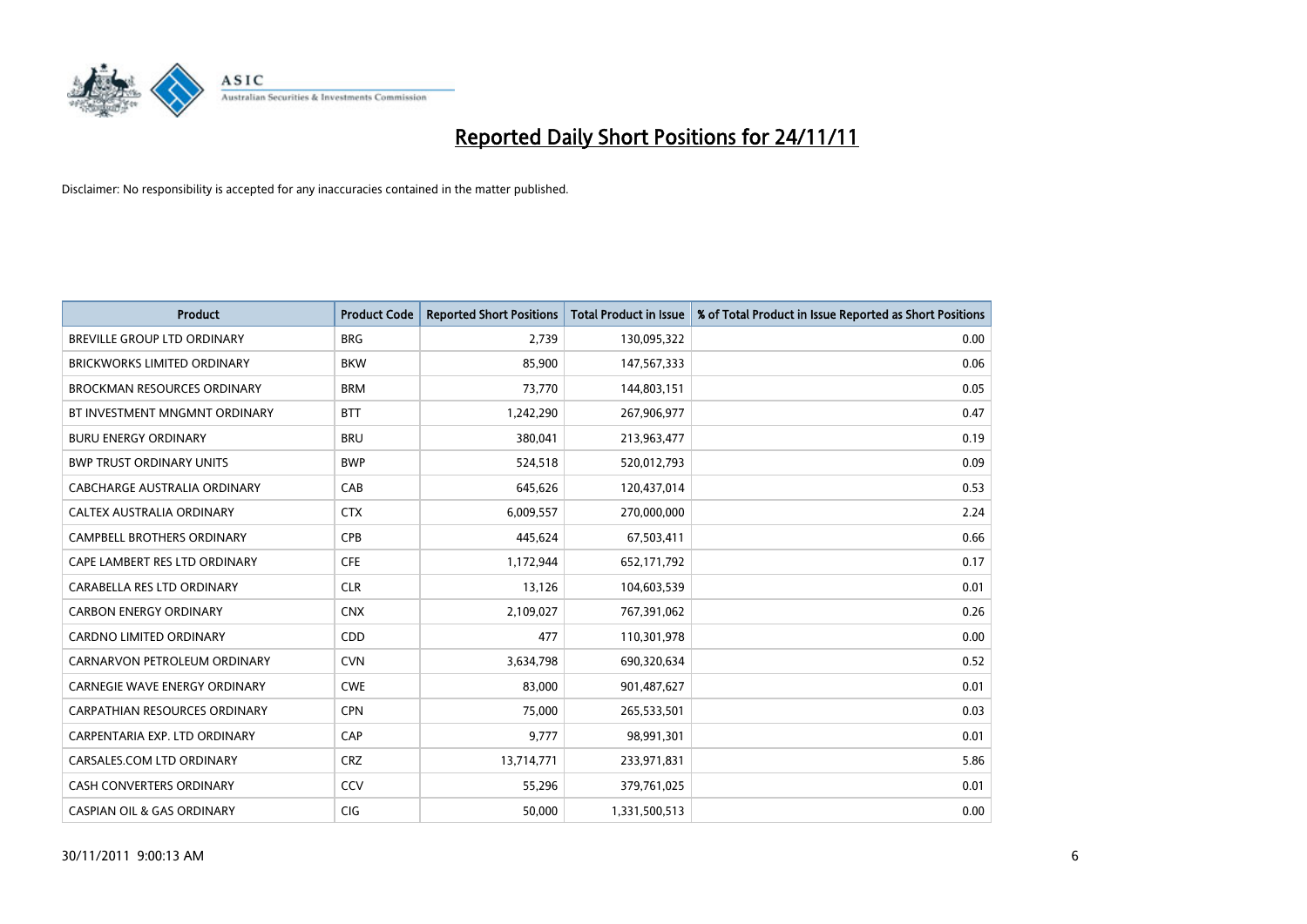# Reported Daily Short Positions for 24/11/11

Disclaimer: No responsibility is accepted for any inaccuracies contained in the matter published.

| Product | Product Code | Reported Short Positions | Total Product in Issue | % of Total Product in Issue Reported as Short Positions |
|---|---|---|---|---|
| BREVILLE GROUP LTD ORDINARY | BRG | 2,739 | 130,095,322 | 0.00 |
| BRICKWORKS LIMITED ORDINARY | BKW | 85,900 | 147,567,333 | 0.06 |
| BROCKMAN RESOURCES ORDINARY | BRM | 73,770 | 144,803,151 | 0.05 |
| BT INVESTMENT MNGMNT ORDINARY | BTT | 1,242,290 | 267,906,977 | 0.47 |
| BURU ENERGY ORDINARY | BRU | 380,041 | 213,963,477 | 0.19 |
| BWP TRUST ORDINARY UNITS | BWP | 524,518 | 520,012,793 | 0.09 |
| CABCHARGE AUSTRALIA ORDINARY | CAB | 645,626 | 120,437,014 | 0.53 |
| CALTEX AUSTRALIA ORDINARY | CTX | 6,009,557 | 270,000,000 | 2.24 |
| CAMPBELL BROTHERS ORDINARY | CPB | 445,624 | 67,503,411 | 0.66 |
| CAPE LAMBERT RES LTD ORDINARY | CFE | 1,172,944 | 652,171,792 | 0.17 |
| CARABELLA RES LTD ORDINARY | CLR | 13,126 | 104,603,539 | 0.01 |
| CARBON ENERGY ORDINARY | CNX | 2,109,027 | 767,391,062 | 0.26 |
| CARDNO LIMITED ORDINARY | CDD | 477 | 110,301,978 | 0.00 |
| CARNARVON PETROLEUM ORDINARY | CVN | 3,634,798 | 690,320,634 | 0.52 |
| CARNEGIE WAVE ENERGY ORDINARY | CWE | 83,000 | 901,487,627 | 0.01 |
| CARPATHIAN RESOURCES ORDINARY | CPN | 75,000 | 265,533,501 | 0.03 |
| CARPENTARIA EXP. LTD ORDINARY | CAP | 9,777 | 98,991,301 | 0.01 |
| CARSALES.COM LTD ORDINARY | CRZ | 13,714,771 | 233,971,831 | 5.86 |
| CASH CONVERTERS ORDINARY | CCV | 55,296 | 379,761,025 | 0.01 |
| CASPIAN OIL & GAS ORDINARY | CIG | 50,000 | 1,331,500,513 | 0.00 |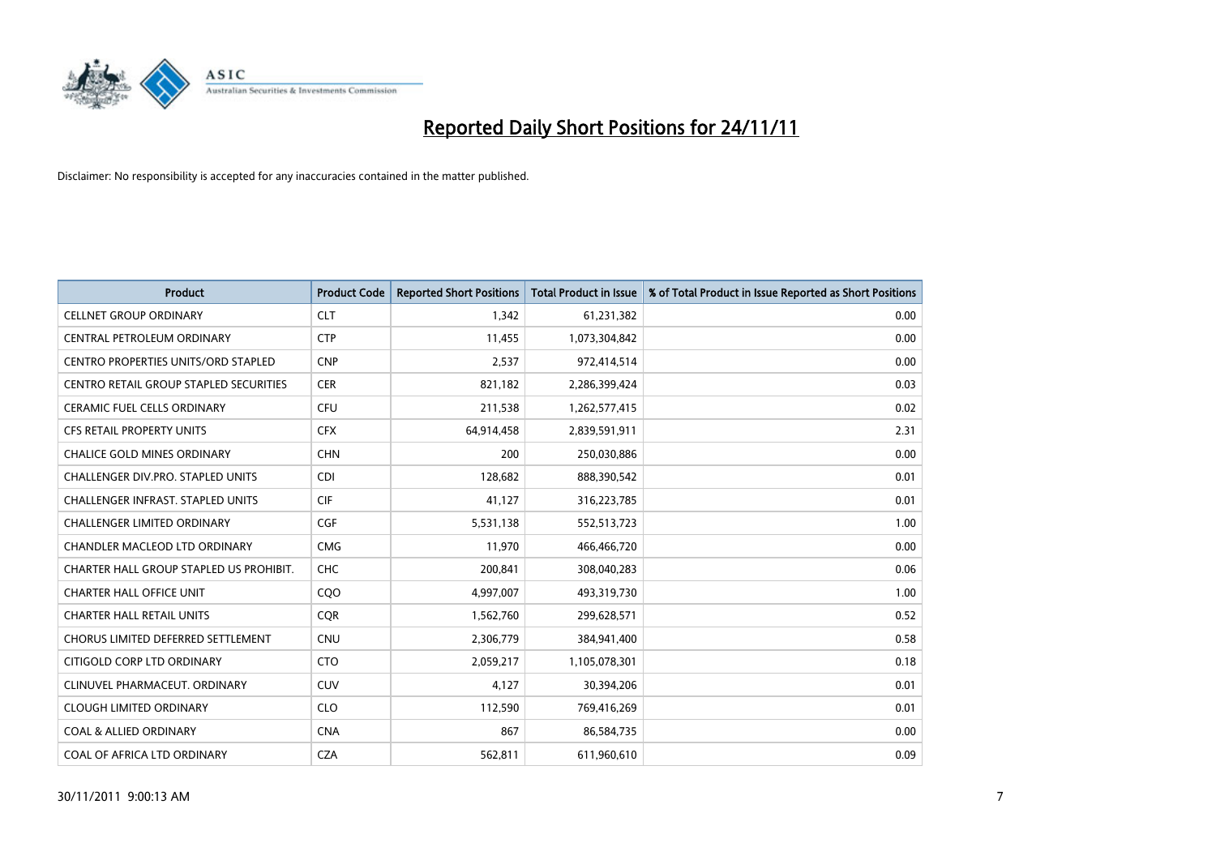# Reported Daily Short Positions for 24/11/11

Disclaimer: No responsibility is accepted for any inaccuracies contained in the matter published.

| Product | Product Code | Reported Short Positions | Total Product in Issue | % of Total Product in Issue Reported as Short Positions |
|---|---|---|---|---|
| CELLNET GROUP ORDINARY | CLT | 1,342 | 61,231,382 | 0.00 |
| CENTRAL PETROLEUM ORDINARY | CTP | 11,455 | 1,073,304,842 | 0.00 |
| CENTRO PROPERTIES UNITS/ORD STAPLED | CNP | 2,537 | 972,414,514 | 0.00 |
| CENTRO RETAIL GROUP STAPLED SECURITIES | CER | 821,182 | 2,286,399,424 | 0.03 |
| CERAMIC FUEL CELLS ORDINARY | CFU | 211,538 | 1,262,577,415 | 0.02 |
| CFS RETAIL PROPERTY UNITS | CFX | 64,914,458 | 2,839,591,911 | 2.31 |
| CHALICE GOLD MINES ORDINARY | CHN | 200 | 250,030,886 | 0.00 |
| CHALLENGER DIV.PRO. STAPLED UNITS | CDI | 128,682 | 888,390,542 | 0.01 |
| CHALLENGER INFRAST. STAPLED UNITS | CIF | 41,127 | 316,223,785 | 0.01 |
| CHALLENGER LIMITED ORDINARY | CGF | 5,531,138 | 552,513,723 | 1.00 |
| CHANDLER MACLEOD LTD ORDINARY | CMG | 11,970 | 466,466,720 | 0.00 |
| CHARTER HALL GROUP STAPLED US PROHIBIT. | CHC | 200,841 | 308,040,283 | 0.06 |
| CHARTER HALL OFFICE UNIT | CQO | 4,997,007 | 493,319,730 | 1.00 |
| CHARTER HALL RETAIL UNITS | CQR | 1,562,760 | 299,628,571 | 0.52 |
| CHORUS LIMITED DEFERRED SETTLEMENT | CNU | 2,306,779 | 384,941,400 | 0.58 |
| CITIGOLD CORP LTD ORDINARY | CTO | 2,059,217 | 1,105,078,301 | 0.18 |
| CLINUVEL PHARMACEUT. ORDINARY | CUV | 4,127 | 30,394,206 | 0.01 |
| CLOUGH LIMITED ORDINARY | CLO | 112,590 | 769,416,269 | 0.01 |
| COAL & ALLIED ORDINARY | CNA | 867 | 86,584,735 | 0.00 |
| COAL OF AFRICA LTD ORDINARY | CZA | 562,811 | 611,960,610 | 0.09 |

30/11/2011 9:00:13 AM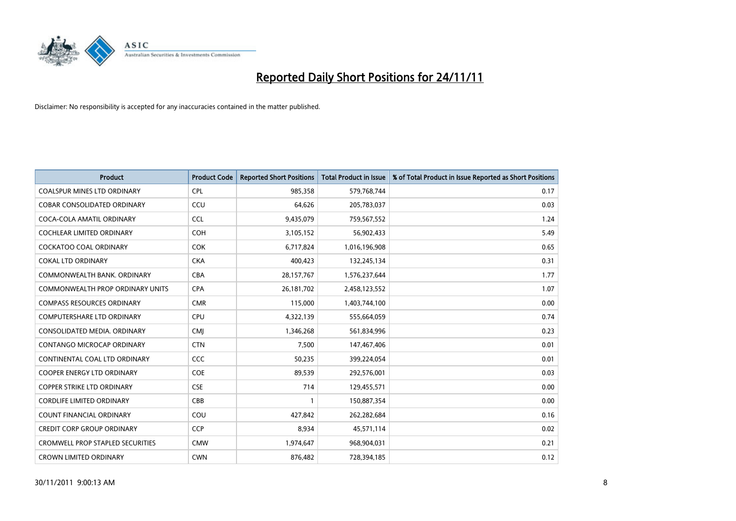# Reported Daily Short Positions for 24/11/11

Disclaimer: No responsibility is accepted for any inaccuracies contained in the matter published.

| Product | Product Code | Reported Short Positions | Total Product in Issue | % of Total Product in Issue Reported as Short Positions |
|---|---|---|---|---|
| COALSPUR MINES LTD ORDINARY | CPL | 985,358 | 579,768,744 | 0.17 |
| COBAR CONSOLIDATED ORDINARY | CCU | 64,626 | 205,783,037 | 0.03 |
| COCA-COLA AMATIL ORDINARY | CCL | 9,435,079 | 759,567,552 | 1.24 |
| COCHLEAR LIMITED ORDINARY | COH | 3,105,152 | 56,902,433 | 5.49 |
| COCKATOO COAL ORDINARY | COK | 6,717,824 | 1,016,196,908 | 0.65 |
| COKAL LTD ORDINARY | CKA | 400,423 | 132,245,134 | 0.31 |
| COMMONWEALTH BANK. ORDINARY | CBA | 28,157,767 | 1,576,237,644 | 1.77 |
| COMMONWEALTH PROP ORDINARY UNITS | CPA | 26,181,702 | 2,458,123,552 | 1.07 |
| COMPASS RESOURCES ORDINARY | CMR | 115,000 | 1,403,744,100 | 0.00 |
| COMPUTERSHARE LTD ORDINARY | CPU | 4,322,139 | 555,664,059 | 0.74 |
| CONSOLIDATED MEDIA. ORDINARY | CMJ | 1,346,268 | 561,834,996 | 0.23 |
| CONTANGO MICROCAP ORDINARY | CTN | 7,500 | 147,467,406 | 0.01 |
| CONTINENTAL COAL LTD ORDINARY | CCC | 50,235 | 399,224,054 | 0.01 |
| COOPER ENERGY LTD ORDINARY | COE | 89,539 | 292,576,001 | 0.03 |
| COPPER STRIKE LTD ORDINARY | CSE | 714 | 129,455,571 | 0.00 |
| CORDLIFE LIMITED ORDINARY | CBB | 1 | 150,887,354 | 0.00 |
| COUNT FINANCIAL ORDINARY | COU | 427,842 | 262,282,684 | 0.16 |
| CREDIT CORP GROUP ORDINARY | CCP | 8,934 | 45,571,114 | 0.02 |
| CROMWELL PROP STAPLED SECURITIES | CMW | 1,974,647 | 968,904,031 | 0.21 |
| CROWN LIMITED ORDINARY | CWN | 876,482 | 728,394,185 | 0.12 |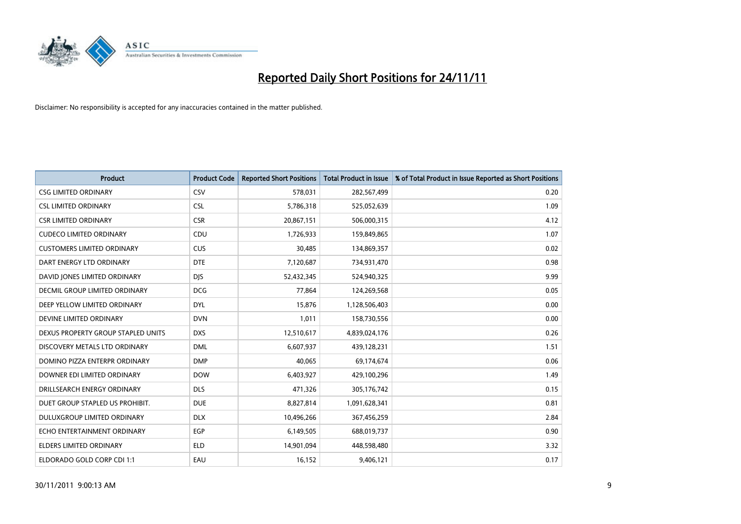# Reported Daily Short Positions for 24/11/11

Disclaimer: No responsibility is accepted for any inaccuracies contained in the matter published.

| Product | Product Code | Reported Short Positions | Total Product in Issue | % of Total Product in Issue Reported as Short Positions |
|---|---|---|---|---|
| CSG LIMITED ORDINARY | CSV | 578,031 | 282,567,499 | 0.20 |
| CSL LIMITED ORDINARY | CSL | 5,786,318 | 525,052,639 | 1.09 |
| CSR LIMITED ORDINARY | CSR | 20,867,151 | 506,000,315 | 4.12 |
| CUDECO LIMITED ORDINARY | CDU | 1,726,933 | 159,849,865 | 1.07 |
| CUSTOMERS LIMITED ORDINARY | CUS | 30,485 | 134,869,357 | 0.02 |
| DART ENERGY LTD ORDINARY | DTE | 7,120,687 | 734,931,470 | 0.98 |
| DAVID JONES LIMITED ORDINARY | DJS | 52,432,345 | 524,940,325 | 9.99 |
| DECMIL GROUP LIMITED ORDINARY | DCG | 77,864 | 124,269,568 | 0.05 |
| DEEP YELLOW LIMITED ORDINARY | DYL | 15,876 | 1,128,506,403 | 0.00 |
| DEVINE LIMITED ORDINARY | DVN | 1,011 | 158,730,556 | 0.00 |
| DEXUS PROPERTY GROUP STAPLED UNITS | DXS | 12,510,617 | 4,839,024,176 | 0.26 |
| DISCOVERY METALS LTD ORDINARY | DML | 6,607,937 | 439,128,231 | 1.51 |
| DOMINO PIZZA ENTERPR ORDINARY | DMP | 40,065 | 69,174,674 | 0.06 |
| DOWNER EDI LIMITED ORDINARY | DOW | 6,403,927 | 429,100,296 | 1.49 |
| DRILLSEARCH ENERGY ORDINARY | DLS | 471,326 | 305,176,742 | 0.15 |
| DUET GROUP STAPLED US PROHIBIT. | DUE | 8,827,814 | 1,091,628,341 | 0.81 |
| DULUXGROUP LIMITED ORDINARY | DLX | 10,496,266 | 367,456,259 | 2.84 |
| ECHO ENTERTAINMENT ORDINARY | EGP | 6,149,505 | 688,019,737 | 0.90 |
| ELDERS LIMITED ORDINARY | ELD | 14,901,094 | 448,598,480 | 3.32 |
| ELDORADO GOLD CORP CDI 1:1 | EAU | 16,152 | 9,406,121 | 0.17 |

30/11/2011 9:00:13 AM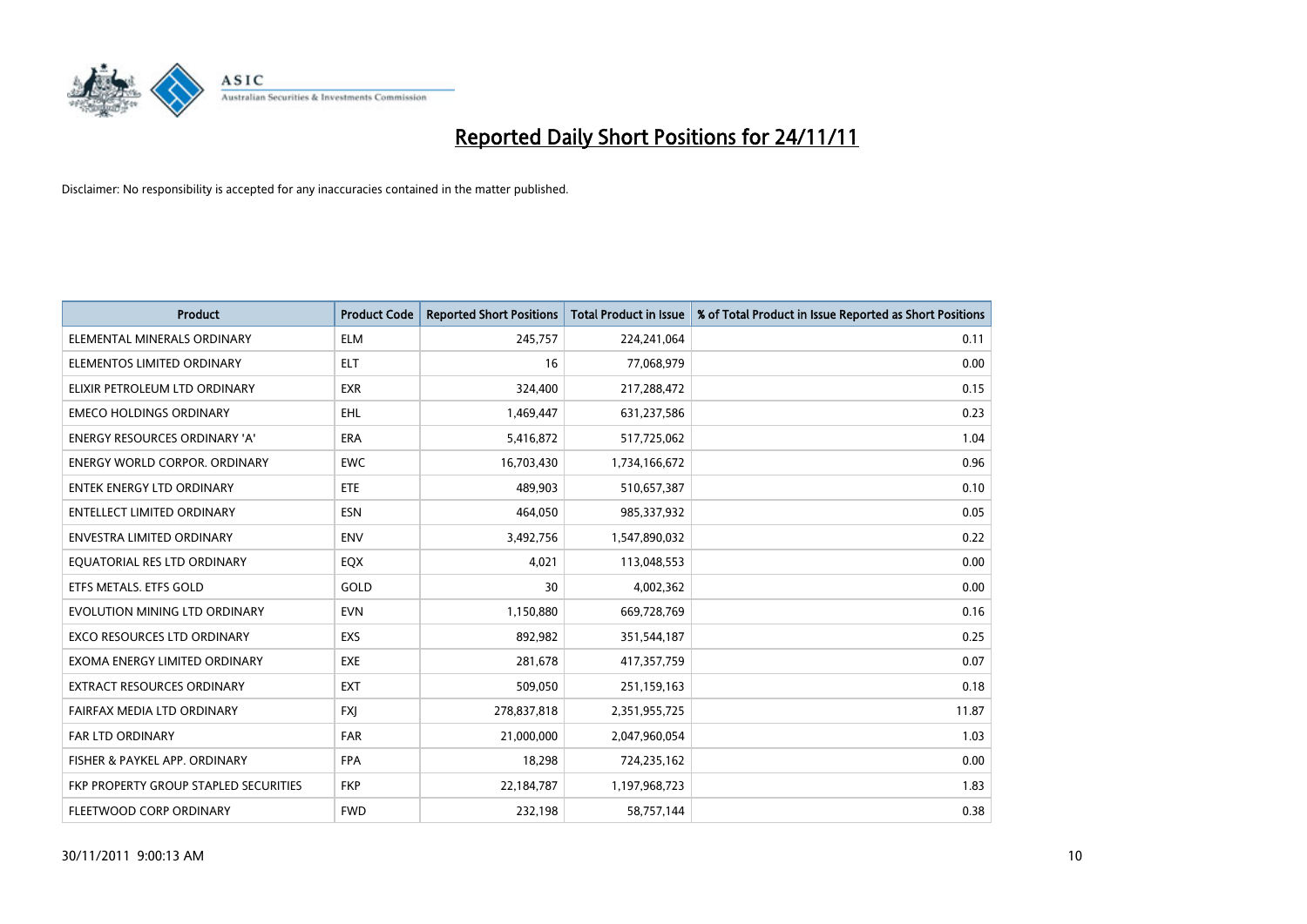# Reported Daily Short Positions for 24/11/11

Disclaimer: No responsibility is accepted for any inaccuracies contained in the matter published.

| Product | Product Code | Reported Short Positions | Total Product in Issue | % of Total Product in Issue Reported as Short Positions |
|---|---|---|---|---|
| ELEMENTAL MINERALS ORDINARY | ELM | 245,757 | 224,241,064 | 0.11 |
| ELEMENTOS LIMITED ORDINARY | ELT | 16 | 77,068,979 | 0.00 |
| ELIXIR PETROLEUM LTD ORDINARY | EXR | 324,400 | 217,288,472 | 0.15 |
| EMECO HOLDINGS ORDINARY | EHL | 1,469,447 | 631,237,586 | 0.23 |
| ENERGY RESOURCES ORDINARY 'A' | ERA | 5,416,872 | 517,725,062 | 1.04 |
| ENERGY WORLD CORPOR. ORDINARY | EWC | 16,703,430 | 1,734,166,672 | 0.96 |
| ENTEK ENERGY LTD ORDINARY | ETE | 489,903 | 510,657,387 | 0.10 |
| ENTELLECT LIMITED ORDINARY | ESN | 464,050 | 985,337,932 | 0.05 |
| ENVESTRA LIMITED ORDINARY | ENV | 3,492,756 | 1,547,890,032 | 0.22 |
| EQUATORIAL RES LTD ORDINARY | EQX | 4,021 | 113,048,553 | 0.00 |
| ETFS METALS. ETFS GOLD | GOLD | 30 | 4,002,362 | 0.00 |
| EVOLUTION MINING LTD ORDINARY | EVN | 1,150,880 | 669,728,769 | 0.16 |
| EXCO RESOURCES LTD ORDINARY | EXS | 892,982 | 351,544,187 | 0.25 |
| EXOMA ENERGY LIMITED ORDINARY | EXE | 281,678 | 417,357,759 | 0.07 |
| EXTRACT RESOURCES ORDINARY | EXT | 509,050 | 251,159,163 | 0.18 |
| FAIRFAX MEDIA LTD ORDINARY | FXJ | 278,837,818 | 2,351,955,725 | 11.87 |
| FAR LTD ORDINARY | FAR | 21,000,000 | 2,047,960,054 | 1.03 |
| FISHER & PAYKEL APP. ORDINARY | FPA | 18,298 | 724,235,162 | 0.00 |
| FKP PROPERTY GROUP STAPLED SECURITIES | FKP | 22,184,787 | 1,197,968,723 | 1.83 |
| FLEETWOOD CORP ORDINARY | FWD | 232,198 | 58,757,144 | 0.38 |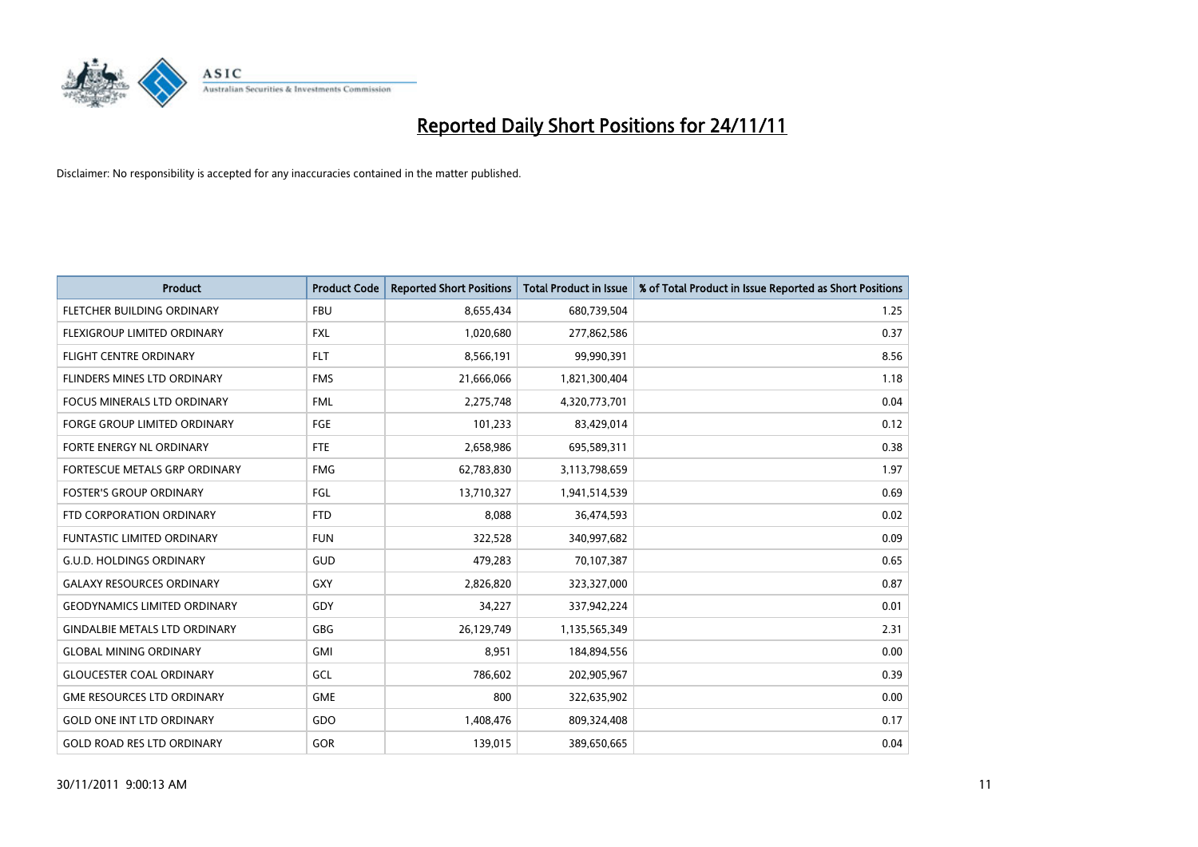# Reported Daily Short Positions for 24/11/11

Disclaimer: No responsibility is accepted for any inaccuracies contained in the matter published.

| Product | Product Code | Reported Short Positions | Total Product in Issue | % of Total Product in Issue Reported as Short Positions |
|---|---|---|---|---|
| FLETCHER BUILDING ORDINARY | FBU | 8,655,434 | 680,739,504 | 1.25 |
| FLEXIGROUP LIMITED ORDINARY | FXL | 1,020,680 | 277,862,586 | 0.37 |
| FLIGHT CENTRE ORDINARY | FLT | 8,566,191 | 99,990,391 | 8.56 |
| FLINDERS MINES LTD ORDINARY | FMS | 21,666,066 | 1,821,300,404 | 1.18 |
| FOCUS MINERALS LTD ORDINARY | FML | 2,275,748 | 4,320,773,701 | 0.04 |
| FORGE GROUP LIMITED ORDINARY | FGE | 101,233 | 83,429,014 | 0.12 |
| FORTE ENERGY NL ORDINARY | FTE | 2,658,986 | 695,589,311 | 0.38 |
| FORTESCUE METALS GRP ORDINARY | FMG | 62,783,830 | 3,113,798,659 | 1.97 |
| FOSTER'S GROUP ORDINARY | FGL | 13,710,327 | 1,941,514,539 | 0.69 |
| FTD CORPORATION ORDINARY | FTD | 8,088 | 36,474,593 | 0.02 |
| FUNTASTIC LIMITED ORDINARY | FUN | 322,528 | 340,997,682 | 0.09 |
| G.U.D. HOLDINGS ORDINARY | GUD | 479,283 | 70,107,387 | 0.65 |
| GALAXY RESOURCES ORDINARY | GXY | 2,826,820 | 323,327,000 | 0.87 |
| GEODYNAMICS LIMITED ORDINARY | GDY | 34,227 | 337,942,224 | 0.01 |
| GINDALBIE METALS LTD ORDINARY | GBG | 26,129,749 | 1,135,565,349 | 2.31 |
| GLOBAL MINING ORDINARY | GMI | 8,951 | 184,894,556 | 0.00 |
| GLOUCESTER COAL ORDINARY | GCL | 786,602 | 202,905,967 | 0.39 |
| GME RESOURCES LTD ORDINARY | GME | 800 | 322,635,902 | 0.00 |
| GOLD ONE INT LTD ORDINARY | GDO | 1,408,476 | 809,324,408 | 0.17 |
| GOLD ROAD RES LTD ORDINARY | GOR | 139,015 | 389,650,665 | 0.04 |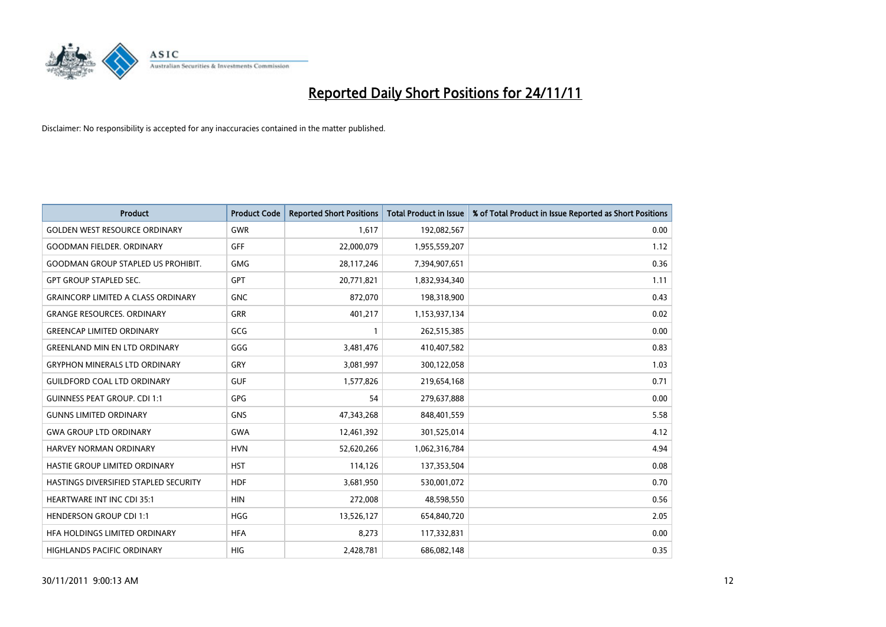# Reported Daily Short Positions for 24/11/11

Disclaimer: No responsibility is accepted for any inaccuracies contained in the matter published.

| Product | Product Code | Reported Short Positions | Total Product in Issue | % of Total Product in Issue Reported as Short Positions |
|---|---|---|---|---|
| GOLDEN WEST RESOURCE ORDINARY | GWR | 1,617 | 192,082,567 | 0.00 |
| GOODMAN FIELDER. ORDINARY | GFF | 22,000,079 | 1,955,559,207 | 1.12 |
| GOODMAN GROUP STAPLED US PROHIBIT. | GMG | 28,117,246 | 7,394,907,651 | 0.36 |
| GPT GROUP STAPLED SEC. | GPT | 20,771,821 | 1,832,934,340 | 1.11 |
| GRAINCORP LIMITED A CLASS ORDINARY | GNC | 872,070 | 198,318,900 | 0.43 |
| GRANGE RESOURCES. ORDINARY | GRR | 401,217 | 1,153,937,134 | 0.02 |
| GREENCAP LIMITED ORDINARY | GCG | 1 | 262,515,385 | 0.00 |
| GREENLAND MIN EN LTD ORDINARY | GGG | 3,481,476 | 410,407,582 | 0.83 |
| GRYPHON MINERALS LTD ORDINARY | GRY | 3,081,997 | 300,122,058 | 1.03 |
| GUILDFORD COAL LTD ORDINARY | GUF | 1,577,826 | 219,654,168 | 0.71 |
| GUINNESS PEAT GROUP. CDI 1:1 | GPG | 54 | 279,637,888 | 0.00 |
| GUNNS LIMITED ORDINARY | GNS | 47,343,268 | 848,401,559 | 5.58 |
| GWA GROUP LTD ORDINARY | GWA | 12,461,392 | 301,525,014 | 4.12 |
| HARVEY NORMAN ORDINARY | HVN | 52,620,266 | 1,062,316,784 | 4.94 |
| HASTIE GROUP LIMITED ORDINARY | HST | 114,126 | 137,353,504 | 0.08 |
| HASTINGS DIVERSIFIED STAPLED SECURITY | HDF | 3,681,950 | 530,001,072 | 0.70 |
| HEARTWARE INT INC CDI 35:1 | HIN | 272,008 | 48,598,550 | 0.56 |
| HENDERSON GROUP CDI 1:1 | HGG | 13,526,127 | 654,840,720 | 2.05 |
| HFA HOLDINGS LIMITED ORDINARY | HFA | 8,273 | 117,332,831 | 0.00 |
| HIGHLANDS PACIFIC ORDINARY | HIG | 2,428,781 | 686,082,148 | 0.35 |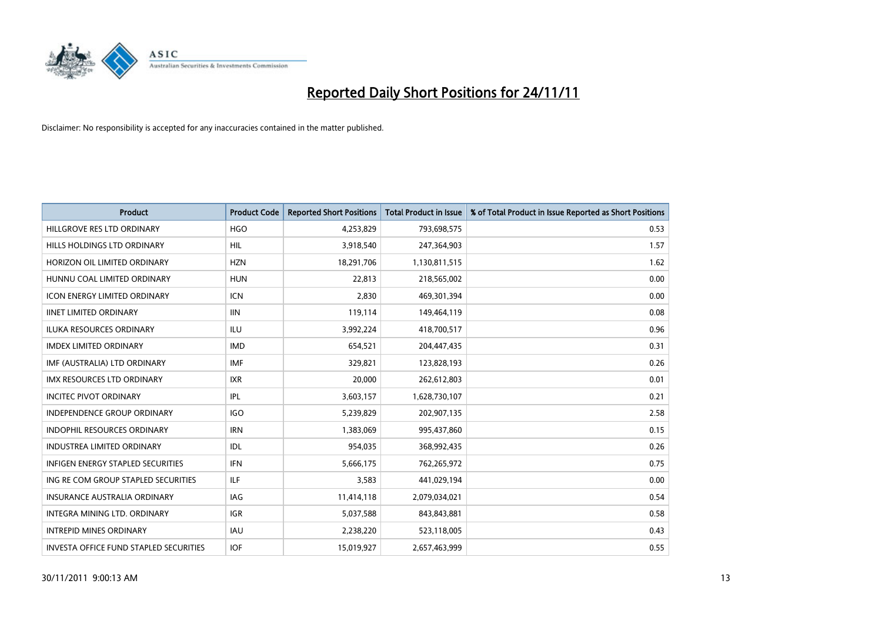# Reported Daily Short Positions for 24/11/11

Disclaimer: No responsibility is accepted for any inaccuracies contained in the matter published.

| Product | Product Code | Reported Short Positions | Total Product in Issue | % of Total Product in Issue Reported as Short Positions |
|---|---|---|---|---|
| HILLGROVE RES LTD ORDINARY | HGO | 4,253,829 | 793,698,575 | 0.53 |
| HILLS HOLDINGS LTD ORDINARY | HIL | 3,918,540 | 247,364,903 | 1.57 |
| HORIZON OIL LIMITED ORDINARY | HZN | 18,291,706 | 1,130,811,515 | 1.62 |
| HUNNU COAL LIMITED ORDINARY | HUN | 22,813 | 218,565,002 | 0.00 |
| ICON ENERGY LIMITED ORDINARY | ICN | 2,830 | 469,301,394 | 0.00 |
| IINET LIMITED ORDINARY | IIN | 119,114 | 149,464,119 | 0.08 |
| ILUKA RESOURCES ORDINARY | ILU | 3,992,224 | 418,700,517 | 0.96 |
| IMDEX LIMITED ORDINARY | IMD | 654,521 | 204,447,435 | 0.31 |
| IMF (AUSTRALIA) LTD ORDINARY | IMF | 329,821 | 123,828,193 | 0.26 |
| IMX RESOURCES LTD ORDINARY | IXR | 20,000 | 262,612,803 | 0.01 |
| INCITEC PIVOT ORDINARY | IPL | 3,603,157 | 1,628,730,107 | 0.21 |
| INDEPENDENCE GROUP ORDINARY | IGO | 5,239,829 | 202,907,135 | 2.58 |
| INDOPHIL RESOURCES ORDINARY | IRN | 1,383,069 | 995,437,860 | 0.15 |
| INDUSTREA LIMITED ORDINARY | IDL | 954,035 | 368,992,435 | 0.26 |
| INFIGEN ENERGY STAPLED SECURITIES | IFN | 5,666,175 | 762,265,972 | 0.75 |
| ING RE COM GROUP STAPLED SECURITIES | ILF | 3,583 | 441,029,194 | 0.00 |
| INSURANCE AUSTRALIA ORDINARY | IAG | 11,414,118 | 2,079,034,021 | 0.54 |
| INTEGRA MINING LTD. ORDINARY | IGR | 5,037,588 | 843,843,881 | 0.58 |
| INTREPID MINES ORDINARY | IAU | 2,238,220 | 523,118,005 | 0.43 |
| INVESTA OFFICE FUND STAPLED SECURITIES | IOF | 15,019,927 | 2,657,463,999 | 0.55 |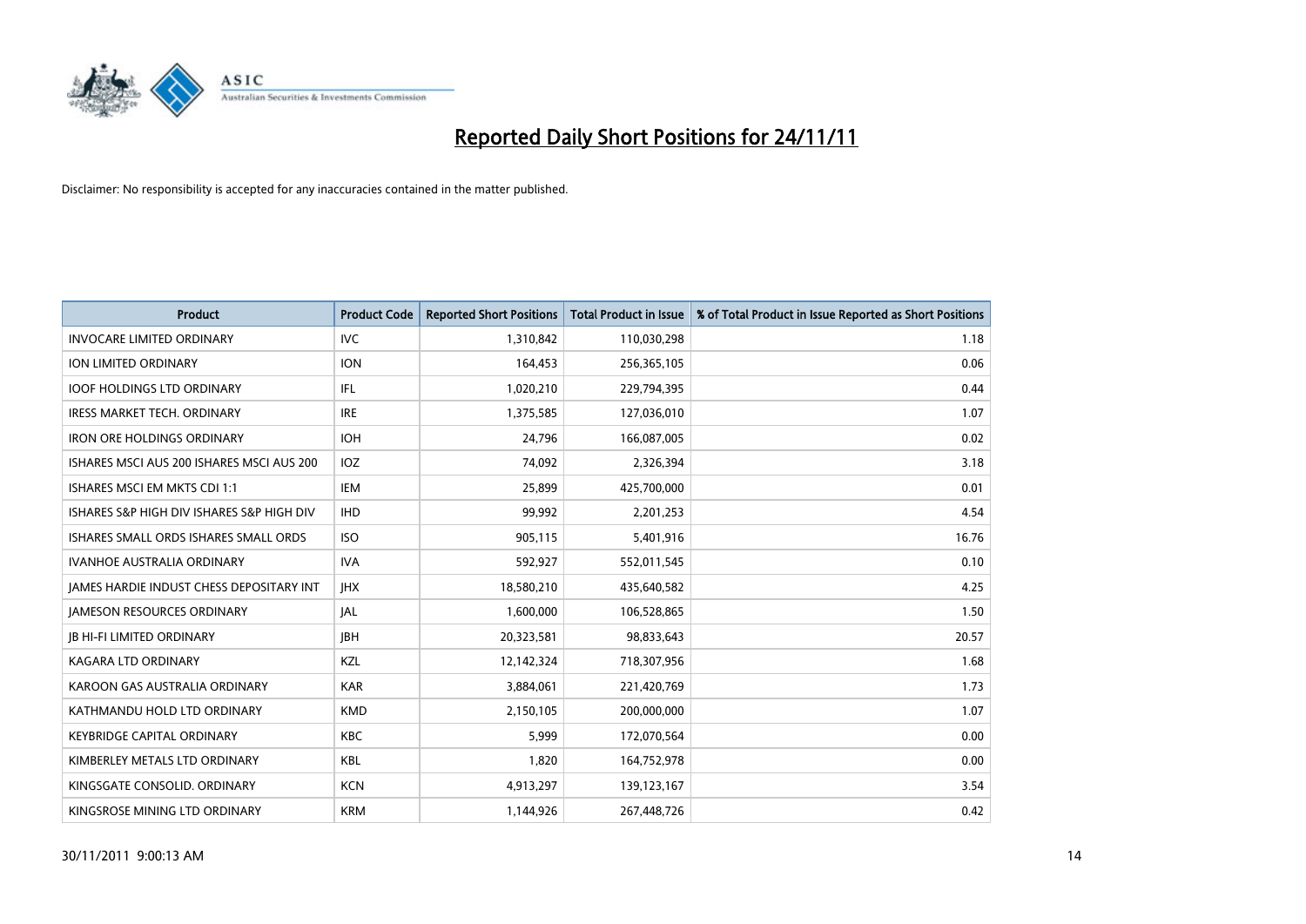# Reported Daily Short Positions for 24/11/11

Disclaimer: No responsibility is accepted for any inaccuracies contained in the matter published.

| Product | Product Code | Reported Short Positions | Total Product in Issue | % of Total Product in Issue Reported as Short Positions |
|---|---|---|---|---|
| INVOCARE LIMITED ORDINARY | IVC | 1,310,842 | 110,030,298 | 1.18 |
| ION LIMITED ORDINARY | ION | 164,453 | 256,365,105 | 0.06 |
| IOOF HOLDINGS LTD ORDINARY | IFL | 1,020,210 | 229,794,395 | 0.44 |
| IRESS MARKET TECH. ORDINARY | IRE | 1,375,585 | 127,036,010 | 1.07 |
| IRON ORE HOLDINGS ORDINARY | IOH | 24,796 | 166,087,005 | 0.02 |
| ISHARES MSCI AUS 200 ISHARES MSCI AUS 200 | IOZ | 74,092 | 2,326,394 | 3.18 |
| ISHARES MSCI EM MKTS CDI 1:1 | IEM | 25,899 | 425,700,000 | 0.01 |
| ISHARES S&P HIGH DIV ISHARES S&P HIGH DIV | IHD | 99,992 | 2,201,253 | 4.54 |
| ISHARES SMALL ORDS ISHARES SMALL ORDS | ISO | 905,115 | 5,401,916 | 16.76 |
| IVANHOE AUSTRALIA ORDINARY | IVA | 592,927 | 552,011,545 | 0.10 |
| JAMES HARDIE INDUST CHESS DEPOSITARY INT | JHX | 18,580,210 | 435,640,582 | 4.25 |
| JAMESON RESOURCES ORDINARY | JAL | 1,600,000 | 106,528,865 | 1.50 |
| JB HI-FI LIMITED ORDINARY | JBH | 20,323,581 | 98,833,643 | 20.57 |
| KAGARA LTD ORDINARY | KZL | 12,142,324 | 718,307,956 | 1.68 |
| KAROON GAS AUSTRALIA ORDINARY | KAR | 3,884,061 | 221,420,769 | 1.73 |
| KATHMANDU HOLD LTD ORDINARY | KMD | 2,150,105 | 200,000,000 | 1.07 |
| KEYBRIDGE CAPITAL ORDINARY | KBC | 5,999 | 172,070,564 | 0.00 |
| KIMBERLEY METALS LTD ORDINARY | KBL | 1,820 | 164,752,978 | 0.00 |
| KINGSGATE CONSOLID. ORDINARY | KCN | 4,913,297 | 139,123,167 | 3.54 |
| KINGSROSE MINING LTD ORDINARY | KRM | 1,144,926 | 267,448,726 | 0.42 |

30/11/2011 9:00:13 AM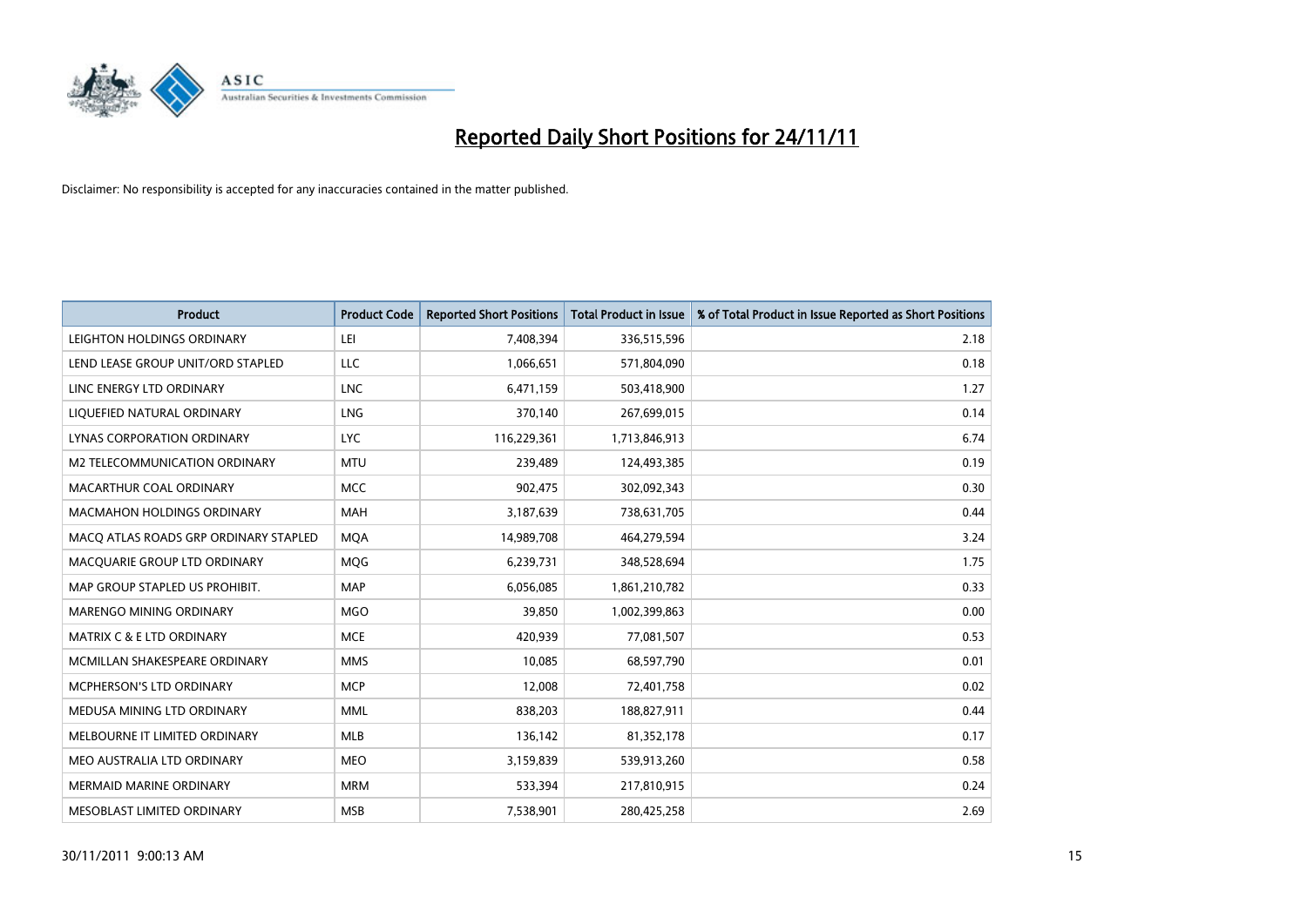# Reported Daily Short Positions for 24/11/11

Disclaimer: No responsibility is accepted for any inaccuracies contained in the matter published.

| Product | Product Code | Reported Short Positions | Total Product in Issue | % of Total Product in Issue Reported as Short Positions |
|---|---|---|---|---|
| LEIGHTON HOLDINGS ORDINARY | LEI | 7,408,394 | 336,515,596 | 2.18 |
| LEND LEASE GROUP UNIT/ORD STAPLED | LLC | 1,066,651 | 571,804,090 | 0.18 |
| LINC ENERGY LTD ORDINARY | LNC | 6,471,159 | 503,418,900 | 1.27 |
| LIQUEFIED NATURAL ORDINARY | LNG | 370,140 | 267,699,015 | 0.14 |
| LYNAS CORPORATION ORDINARY | LYC | 116,229,361 | 1,713,846,913 | 6.74 |
| M2 TELECOMMUNICATION ORDINARY | MTU | 239,489 | 124,493,385 | 0.19 |
| MACARTHUR COAL ORDINARY | MCC | 902,475 | 302,092,343 | 0.30 |
| MACMAHON HOLDINGS ORDINARY | MAH | 3,187,639 | 738,631,705 | 0.44 |
| MACQ ATLAS ROADS GRP ORDINARY STAPLED | MQA | 14,989,708 | 464,279,594 | 3.24 |
| MACQUARIE GROUP LTD ORDINARY | MQG | 6,239,731 | 348,528,694 | 1.75 |
| MAP GROUP STAPLED US PROHIBIT. | MAP | 6,056,085 | 1,861,210,782 | 0.33 |
| MARENGO MINING ORDINARY | MGO | 39,850 | 1,002,399,863 | 0.00 |
| MATRIX C & E LTD ORDINARY | MCE | 420,939 | 77,081,507 | 0.53 |
| MCMILLAN SHAKESPEARE ORDINARY | MMS | 10,085 | 68,597,790 | 0.01 |
| MCPHERSON'S LTD ORDINARY | MCP | 12,008 | 72,401,758 | 0.02 |
| MEDUSA MINING LTD ORDINARY | MML | 838,203 | 188,827,911 | 0.44 |
| MELBOURNE IT LIMITED ORDINARY | MLB | 136,142 | 81,352,178 | 0.17 |
| MEO AUSTRALIA LTD ORDINARY | MEO | 3,159,839 | 539,913,260 | 0.58 |
| MERMAID MARINE ORDINARY | MRM | 533,394 | 217,810,915 | 0.24 |
| MESOBLAST LIMITED ORDINARY | MSB | 7,538,901 | 280,425,258 | 2.69 |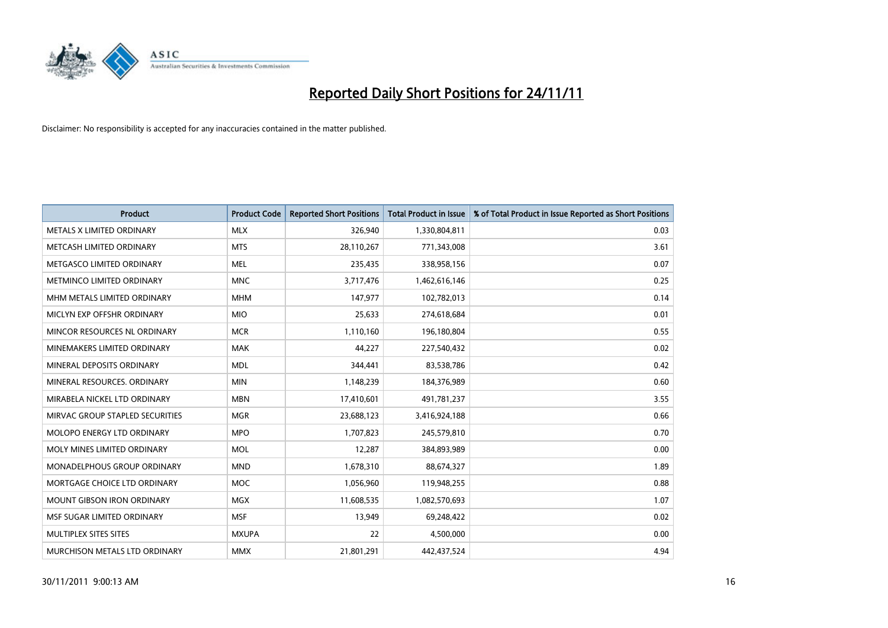# Reported Daily Short Positions for 24/11/11

Disclaimer: No responsibility is accepted for any inaccuracies contained in the matter published.

| Product | Product Code | Reported Short Positions | Total Product in Issue | % of Total Product in Issue Reported as Short Positions |
|---|---|---|---|---|
| METALS X LIMITED ORDINARY | MLX | 326,940 | 1,330,804,811 | 0.03 |
| METCASH LIMITED ORDINARY | MTS | 28,110,267 | 771,343,008 | 3.61 |
| METGASCO LIMITED ORDINARY | MEL | 235,435 | 338,958,156 | 0.07 |
| METMINCO LIMITED ORDINARY | MNC | 3,717,476 | 1,462,616,146 | 0.25 |
| MHM METALS LIMITED ORDINARY | MHM | 147,977 | 102,782,013 | 0.14 |
| MICLYN EXP OFFSHR ORDINARY | MIO | 25,633 | 274,618,684 | 0.01 |
| MINCOR RESOURCES NL ORDINARY | MCR | 1,110,160 | 196,180,804 | 0.55 |
| MINEMAKERS LIMITED ORDINARY | MAK | 44,227 | 227,540,432 | 0.02 |
| MINERAL DEPOSITS ORDINARY | MDL | 344,441 | 83,538,786 | 0.42 |
| MINERAL RESOURCES. ORDINARY | MIN | 1,148,239 | 184,376,989 | 0.60 |
| MIRABELA NICKEL LTD ORDINARY | MBN | 17,410,601 | 491,781,237 | 3.55 |
| MIRVAC GROUP STAPLED SECURITIES | MGR | 23,688,123 | 3,416,924,188 | 0.66 |
| MOLOPO ENERGY LTD ORDINARY | MPO | 1,707,823 | 245,579,810 | 0.70 |
| MOLY MINES LIMITED ORDINARY | MOL | 12,287 | 384,893,989 | 0.00 |
| MONADELPHOUS GROUP ORDINARY | MND | 1,678,310 | 88,674,327 | 1.89 |
| MORTGAGE CHOICE LTD ORDINARY | MOC | 1,056,960 | 119,948,255 | 0.88 |
| MOUNT GIBSON IRON ORDINARY | MGX | 11,608,535 | 1,082,570,693 | 1.07 |
| MSF SUGAR LIMITED ORDINARY | MSF | 13,949 | 69,248,422 | 0.02 |
| MULTIPLEX SITES SITES | MXUPA | 22 | 4,500,000 | 0.00 |
| MURCHISON METALS LTD ORDINARY | MMX | 21,801,291 | 442,437,524 | 4.94 |

30/11/2011 9:00:13 AM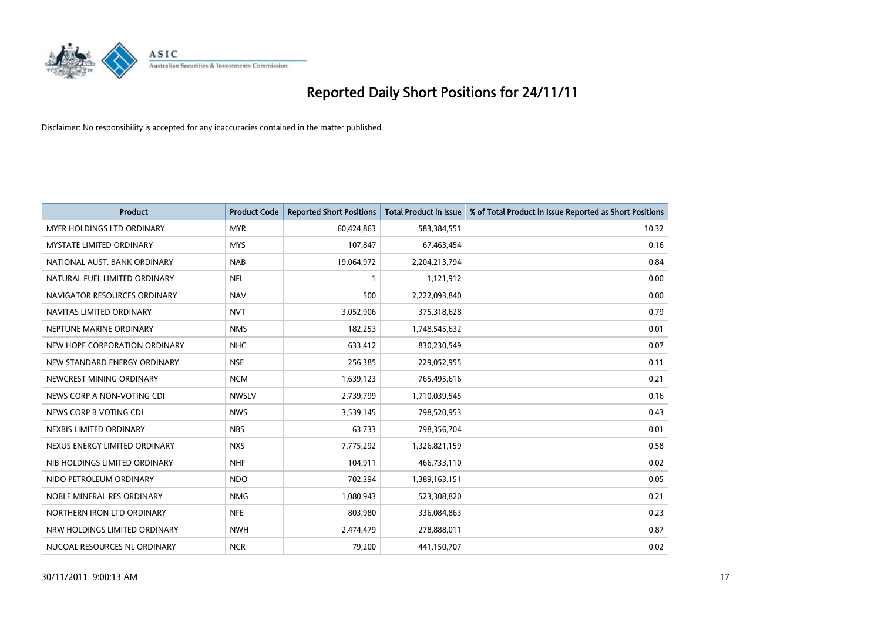# Reported Daily Short Positions for 24/11/11

Disclaimer: No responsibility is accepted for any inaccuracies contained in the matter published.

| Product | Product Code | Reported Short Positions | Total Product in Issue | % of Total Product in Issue Reported as Short Positions |
|---|---|---|---|---|
| MYER HOLDINGS LTD ORDINARY | MYR | 60,424,863 | 583,384,551 | 10.32 |
| MYSTATE LIMITED ORDINARY | MYS | 107,847 | 67,463,454 | 0.16 |
| NATIONAL AUST. BANK ORDINARY | NAB | 19,064,972 | 2,204,213,794 | 0.84 |
| NATURAL FUEL LIMITED ORDINARY | NFL | 1 | 1,121,912 | 0.00 |
| NAVIGATOR RESOURCES ORDINARY | NAV | 500 | 2,222,093,840 | 0.00 |
| NAVITAS LIMITED ORDINARY | NVT | 3,052,906 | 375,318,628 | 0.79 |
| NEPTUNE MARINE ORDINARY | NMS | 182,253 | 1,748,545,632 | 0.01 |
| NEW HOPE CORPORATION ORDINARY | NHC | 633,412 | 830,230,549 | 0.07 |
| NEW STANDARD ENERGY ORDINARY | NSE | 256,385 | 229,052,955 | 0.11 |
| NEWCREST MINING ORDINARY | NCM | 1,639,123 | 765,495,616 | 0.21 |
| NEWS CORP A NON-VOTING CDI | NWSLV | 2,739,799 | 1,710,039,545 | 0.16 |
| NEWS CORP B VOTING CDI | NWS | 3,539,145 | 798,520,953 | 0.43 |
| NEXBIS LIMITED ORDINARY | NBS | 63,733 | 798,356,704 | 0.01 |
| NEXUS ENERGY LIMITED ORDINARY | NXS | 7,775,292 | 1,326,821,159 | 0.58 |
| NIB HOLDINGS LIMITED ORDINARY | NHF | 104,911 | 466,733,110 | 0.02 |
| NIDO PETROLEUM ORDINARY | NDO | 702,394 | 1,389,163,151 | 0.05 |
| NOBLE MINERAL RES ORDINARY | NMG | 1,080,943 | 523,308,820 | 0.21 |
| NORTHERN IRON LTD ORDINARY | NFE | 803,980 | 336,084,863 | 0.23 |
| NRW HOLDINGS LIMITED ORDINARY | NWH | 2,474,479 | 278,888,011 | 0.87 |
| NUCOAL RESOURCES NL ORDINARY | NCR | 79,200 | 441,150,707 | 0.02 |

30/11/2011 9:00:13 AM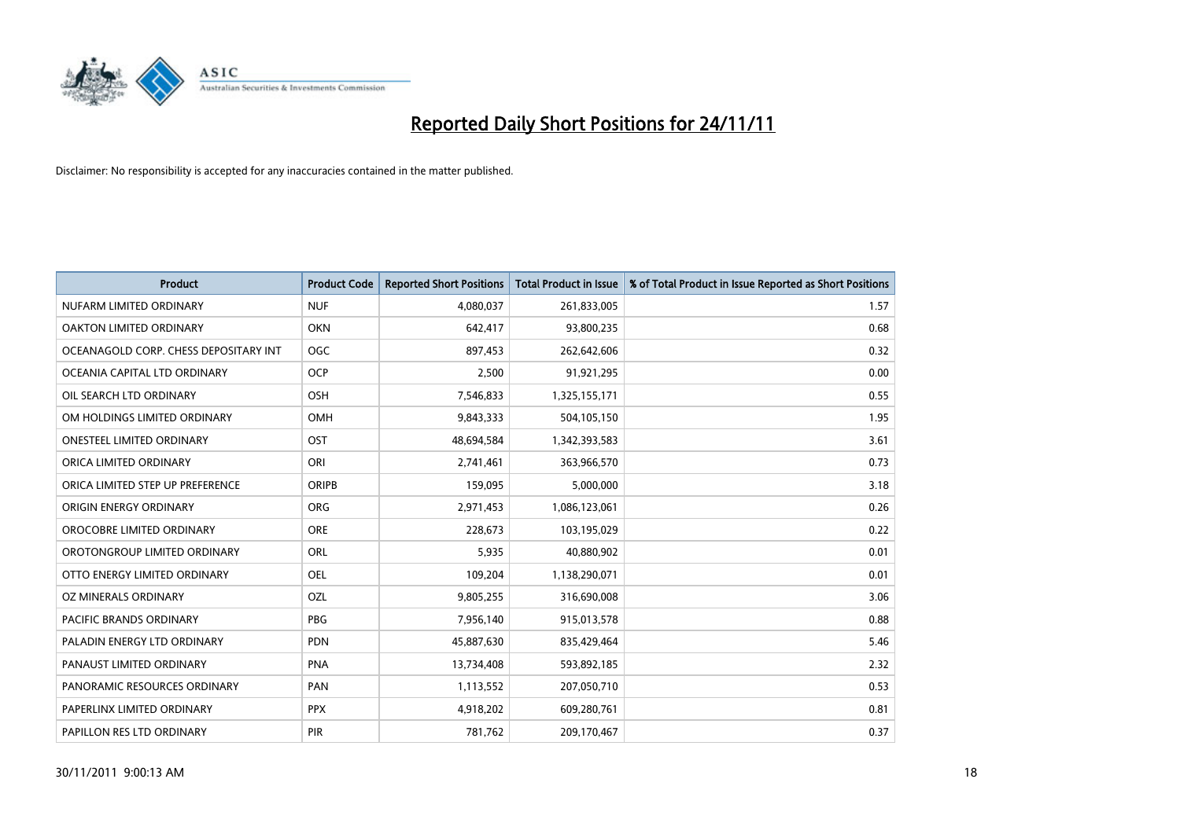# Reported Daily Short Positions for 24/11/11

Disclaimer: No responsibility is accepted for any inaccuracies contained in the matter published.

| Product | Product Code | Reported Short Positions | Total Product in Issue | % of Total Product in Issue Reported as Short Positions |
|---|---|---|---|---|
| NUFARM LIMITED ORDINARY | NUF | 4,080,037 | 261,833,005 | 1.57 |
| OAKTON LIMITED ORDINARY | OKN | 642,417 | 93,800,235 | 0.68 |
| OCEANAGOLD CORP. CHESS DEPOSITARY INT | OGC | 897,453 | 262,642,606 | 0.32 |
| OCEANIA CAPITAL LTD ORDINARY | OCP | 2,500 | 91,921,295 | 0.00 |
| OIL SEARCH LTD ORDINARY | OSH | 7,546,833 | 1,325,155,171 | 0.55 |
| OM HOLDINGS LIMITED ORDINARY | OMH | 9,843,333 | 504,105,150 | 1.95 |
| ONESTEEL LIMITED ORDINARY | OST | 48,694,584 | 1,342,393,583 | 3.61 |
| ORICA LIMITED ORDINARY | ORI | 2,741,461 | 363,966,570 | 0.73 |
| ORICA LIMITED STEP UP PREFERENCE | ORIPB | 159,095 | 5,000,000 | 3.18 |
| ORIGIN ENERGY ORDINARY | ORG | 2,971,453 | 1,086,123,061 | 0.26 |
| OROCOBRE LIMITED ORDINARY | ORE | 228,673 | 103,195,029 | 0.22 |
| OROTONGROUP LIMITED ORDINARY | ORL | 5,935 | 40,880,902 | 0.01 |
| OTTO ENERGY LIMITED ORDINARY | OEL | 109,204 | 1,138,290,071 | 0.01 |
| OZ MINERALS ORDINARY | OZL | 9,805,255 | 316,690,008 | 3.06 |
| PACIFIC BRANDS ORDINARY | PBG | 7,956,140 | 915,013,578 | 0.88 |
| PALADIN ENERGY LTD ORDINARY | PDN | 45,887,630 | 835,429,464 | 5.46 |
| PANAUST LIMITED ORDINARY | PNA | 13,734,408 | 593,892,185 | 2.32 |
| PANORAMIC RESOURCES ORDINARY | PAN | 1,113,552 | 207,050,710 | 0.53 |
| PAPERLINX LIMITED ORDINARY | PPX | 4,918,202 | 609,280,761 | 0.81 |
| PAPILLON RES LTD ORDINARY | PIR | 781,762 | 209,170,467 | 0.37 |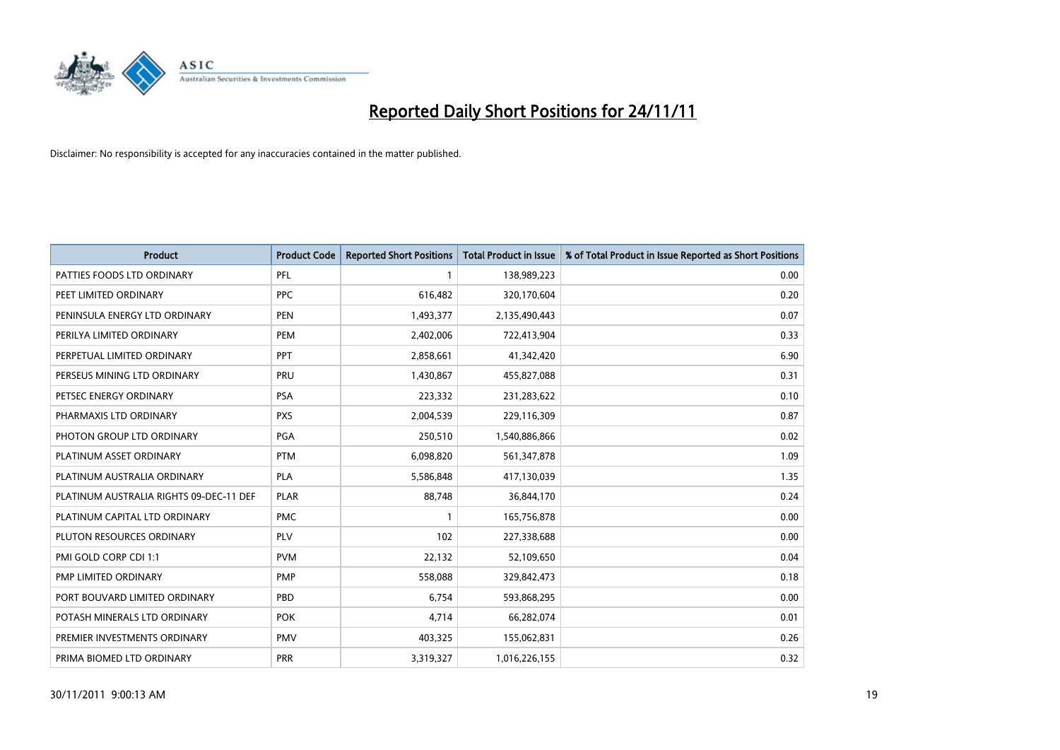# Reported Daily Short Positions for 24/11/11

Disclaimer: No responsibility is accepted for any inaccuracies contained in the matter published.

| Product | Product Code | Reported Short Positions | Total Product in Issue | % of Total Product in Issue Reported as Short Positions |
|---|---|---|---|---|
| PATTIES FOODS LTD ORDINARY | PFL | 1 | 138,989,223 | 0.00 |
| PEET LIMITED ORDINARY | PPC | 616,482 | 320,170,604 | 0.20 |
| PENINSULA ENERGY LTD ORDINARY | PEN | 1,493,377 | 2,135,490,443 | 0.07 |
| PERILYA LIMITED ORDINARY | PEM | 2,402,006 | 722,413,904 | 0.33 |
| PERPETUAL LIMITED ORDINARY | PPT | 2,858,661 | 41,342,420 | 6.90 |
| PERSEUS MINING LTD ORDINARY | PRU | 1,430,867 | 455,827,088 | 0.31 |
| PETSEC ENERGY ORDINARY | PSA | 223,332 | 231,283,622 | 0.10 |
| PHARMAXIS LTD ORDINARY | PXS | 2,004,539 | 229,116,309 | 0.87 |
| PHOTON GROUP LTD ORDINARY | PGA | 250,510 | 1,540,886,866 | 0.02 |
| PLATINUM ASSET ORDINARY | PTM | 6,098,820 | 561,347,878 | 1.09 |
| PLATINUM AUSTRALIA ORDINARY | PLA | 5,586,848 | 417,130,039 | 1.35 |
| PLATINUM AUSTRALIA RIGHTS 09-DEC-11 DEF | PLAR | 88,748 | 36,844,170 | 0.24 |
| PLATINUM CAPITAL LTD ORDINARY | PMC | 1 | 165,756,878 | 0.00 |
| PLUTON RESOURCES ORDINARY | PLV | 102 | 227,338,688 | 0.00 |
| PMI GOLD CORP CDI 1:1 | PVM | 22,132 | 52,109,650 | 0.04 |
| PMP LIMITED ORDINARY | PMP | 558,088 | 329,842,473 | 0.18 |
| PORT BOUVARD LIMITED ORDINARY | PBD | 6,754 | 593,868,295 | 0.00 |
| POTASH MINERALS LTD ORDINARY | POK | 4,714 | 66,282,074 | 0.01 |
| PREMIER INVESTMENTS ORDINARY | PMV | 403,325 | 155,062,831 | 0.26 |
| PRIMA BIOMED LTD ORDINARY | PRR | 3,319,327 | 1,016,226,155 | 0.32 |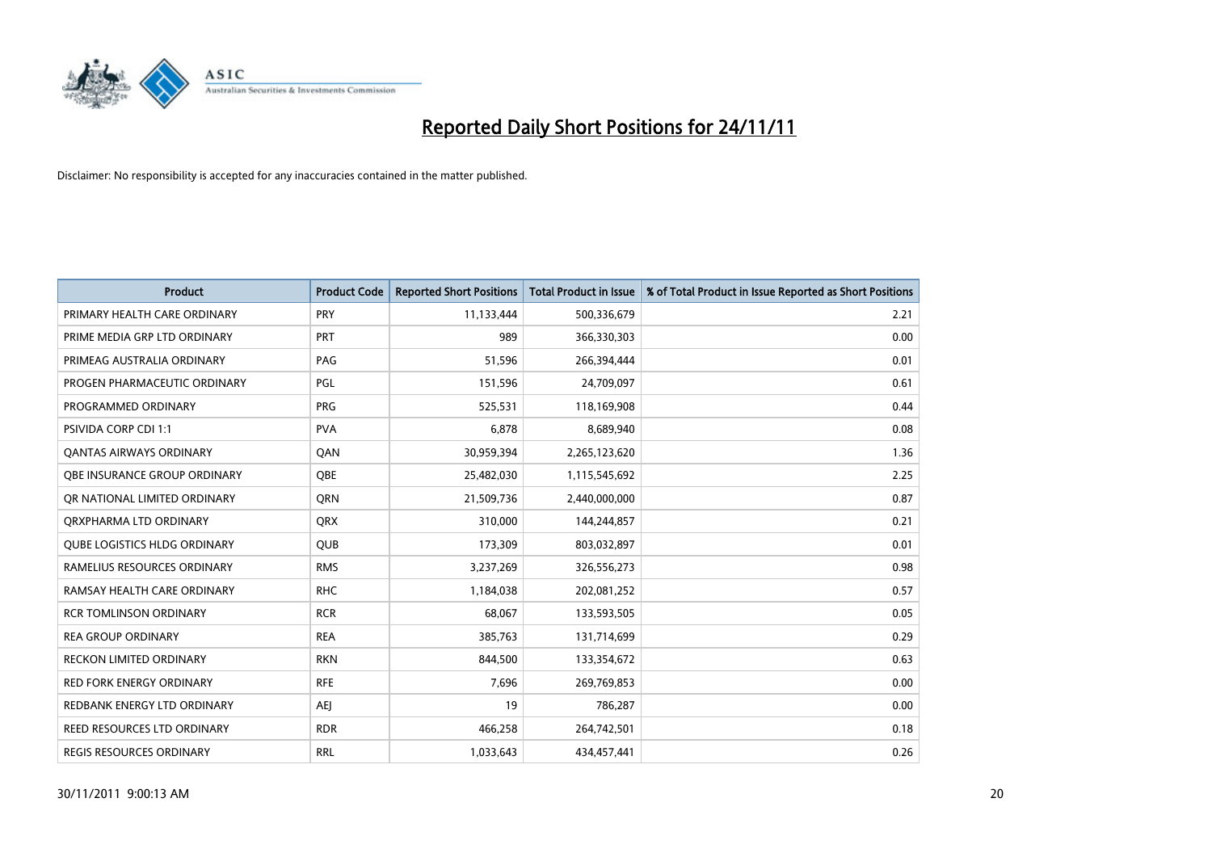# Reported Daily Short Positions for 24/11/11

Disclaimer: No responsibility is accepted for any inaccuracies contained in the matter published.

| Product | Product Code | Reported Short Positions | Total Product in Issue | % of Total Product in Issue Reported as Short Positions |
| --- | --- | --- | --- | --- |
| PRIMARY HEALTH CARE ORDINARY | PRY | 11,133,444 | 500,336,679 | 2.21 |
| PRIME MEDIA GRP LTD ORDINARY | PRT | 989 | 366,330,303 | 0.00 |
| PRIMEAG AUSTRALIA ORDINARY | PAG | 51,596 | 266,394,444 | 0.01 |
| PROGEN PHARMACEUTIC ORDINARY | PGL | 151,596 | 24,709,097 | 0.61 |
| PROGRAMMED ORDINARY | PRG | 525,531 | 118,169,908 | 0.44 |
| PSIVIDA CORP CDI 1:1 | PVA | 6,878 | 8,689,940 | 0.08 |
| QANTAS AIRWAYS ORDINARY | QAN | 30,959,394 | 2,265,123,620 | 1.36 |
| QBE INSURANCE GROUP ORDINARY | QBE | 25,482,030 | 1,115,545,692 | 2.25 |
| QR NATIONAL LIMITED ORDINARY | QRN | 21,509,736 | 2,440,000,000 | 0.87 |
| QRXPHARMA LTD ORDINARY | QRX | 310,000 | 144,244,857 | 0.21 |
| QUBE LOGISTICS HLDG ORDINARY | QUB | 173,309 | 803,032,897 | 0.01 |
| RAMELIUS RESOURCES ORDINARY | RMS | 3,237,269 | 326,556,273 | 0.98 |
| RAMSAY HEALTH CARE ORDINARY | RHC | 1,184,038 | 202,081,252 | 0.57 |
| RCR TOMLINSON ORDINARY | RCR | 68,067 | 133,593,505 | 0.05 |
| REA GROUP ORDINARY | REA | 385,763 | 131,714,699 | 0.29 |
| RECKON LIMITED ORDINARY | RKN | 844,500 | 133,354,672 | 0.63 |
| RED FORK ENERGY ORDINARY | RFE | 7,696 | 269,769,853 | 0.00 |
| REDBANK ENERGY LTD ORDINARY | AEJ | 19 | 786,287 | 0.00 |
| REED RESOURCES LTD ORDINARY | RDR | 466,258 | 264,742,501 | 0.18 |
| REGIS RESOURCES ORDINARY | RRL | 1,033,643 | 434,457,441 | 0.26 |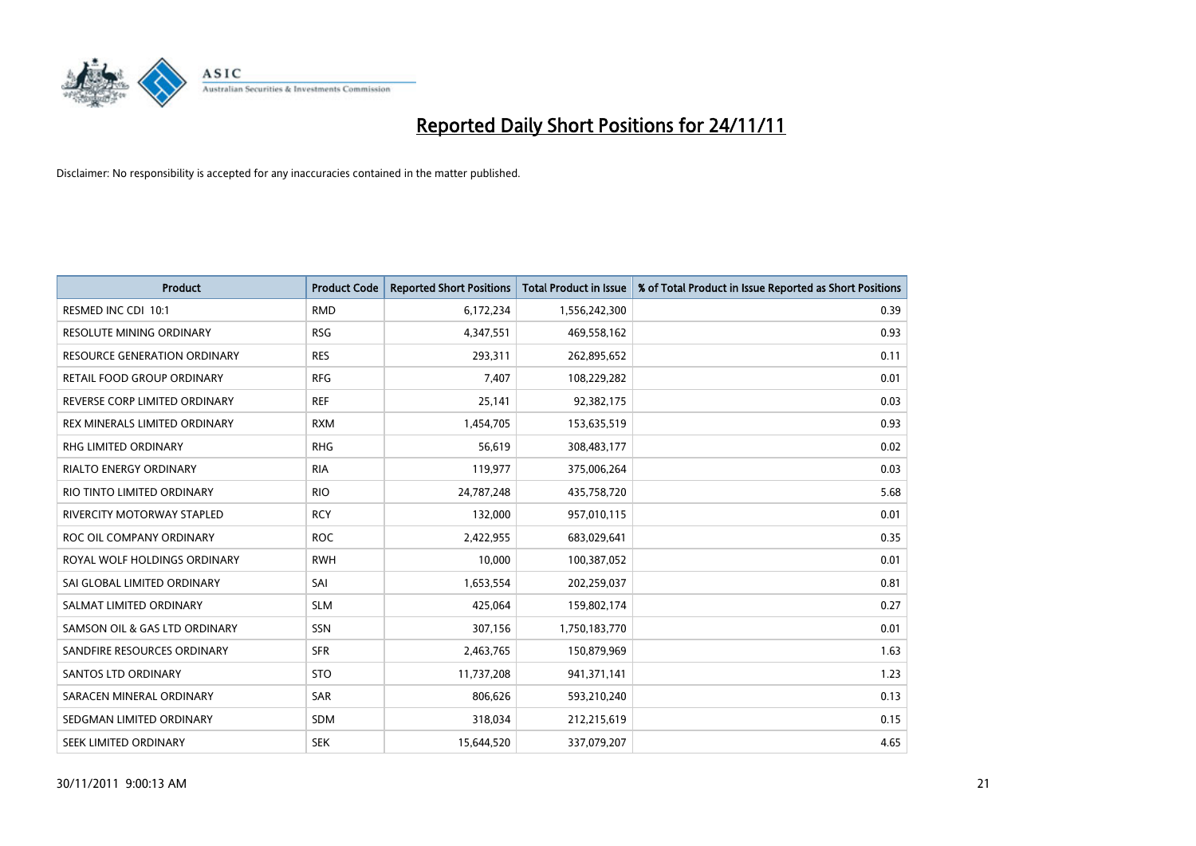# Reported Daily Short Positions for 24/11/11

Disclaimer: No responsibility is accepted for any inaccuracies contained in the matter published.

| Product | Product Code | Reported Short Positions | Total Product in Issue | % of Total Product in Issue Reported as Short Positions |
|---|---|---|---|---|
| RESMED INC CDI 10:1 | RMD | 6,172,234 | 1,556,242,300 | 0.39 |
| RESOLUTE MINING ORDINARY | RSG | 4,347,551 | 469,558,162 | 0.93 |
| RESOURCE GENERATION ORDINARY | RES | 293,311 | 262,895,652 | 0.11 |
| RETAIL FOOD GROUP ORDINARY | RFG | 7,407 | 108,229,282 | 0.01 |
| REVERSE CORP LIMITED ORDINARY | REF | 25,141 | 92,382,175 | 0.03 |
| REX MINERALS LIMITED ORDINARY | RXM | 1,454,705 | 153,635,519 | 0.93 |
| RHG LIMITED ORDINARY | RHG | 56,619 | 308,483,177 | 0.02 |
| RIALTO ENERGY ORDINARY | RIA | 119,977 | 375,006,264 | 0.03 |
| RIO TINTO LIMITED ORDINARY | RIO | 24,787,248 | 435,758,720 | 5.68 |
| RIVERCITY MOTORWAY STAPLED | RCY | 132,000 | 957,010,115 | 0.01 |
| ROC OIL COMPANY ORDINARY | ROC | 2,422,955 | 683,029,641 | 0.35 |
| ROYAL WOLF HOLDINGS ORDINARY | RWH | 10,000 | 100,387,052 | 0.01 |
| SAI GLOBAL LIMITED ORDINARY | SAI | 1,653,554 | 202,259,037 | 0.81 |
| SALMAT LIMITED ORDINARY | SLM | 425,064 | 159,802,174 | 0.27 |
| SAMSON OIL & GAS LTD ORDINARY | SSN | 307,156 | 1,750,183,770 | 0.01 |
| SANDFIRE RESOURCES ORDINARY | SFR | 2,463,765 | 150,879,969 | 1.63 |
| SANTOS LTD ORDINARY | STO | 11,737,208 | 941,371,141 | 1.23 |
| SARACEN MINERAL ORDINARY | SAR | 806,626 | 593,210,240 | 0.13 |
| SEDGMAN LIMITED ORDINARY | SDM | 318,034 | 212,215,619 | 0.15 |
| SEEK LIMITED ORDINARY | SEK | 15,644,520 | 337,079,207 | 4.65 |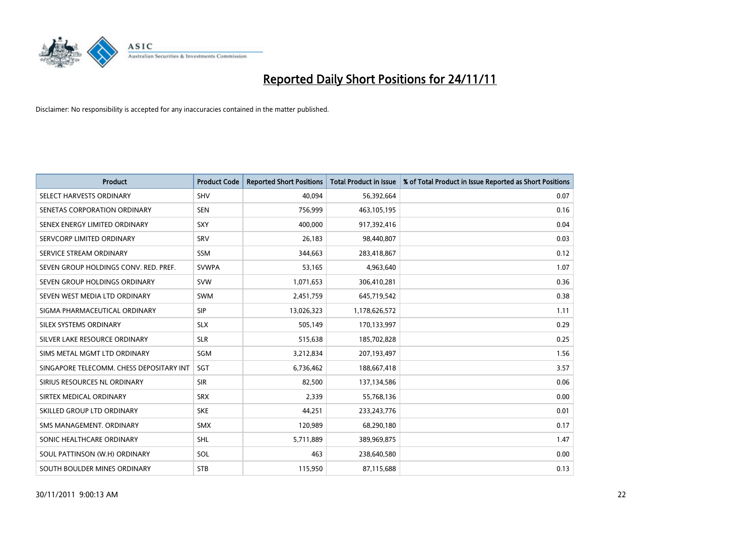# Reported Daily Short Positions for 24/11/11

Disclaimer: No responsibility is accepted for any inaccuracies contained in the matter published.

| Product | Product Code | Reported Short Positions | Total Product in Issue | % of Total Product in Issue Reported as Short Positions |
|---|---|---|---|---|
| SELECT HARVESTS ORDINARY | SHV | 40,094 | 56,392,664 | 0.07 |
| SENETAS CORPORATION ORDINARY | SEN | 756,999 | 463,105,195 | 0.16 |
| SENEX ENERGY LIMITED ORDINARY | SXY | 400,000 | 917,392,416 | 0.04 |
| SERVCORP LIMITED ORDINARY | SRV | 26,183 | 98,440,807 | 0.03 |
| SERVICE STREAM ORDINARY | SSM | 344,663 | 283,418,867 | 0.12 |
| SEVEN GROUP HOLDINGS CONV. RED. PREF. | SVWPA | 53,165 | 4,963,640 | 1.07 |
| SEVEN GROUP HOLDINGS ORDINARY | SVW | 1,071,653 | 306,410,281 | 0.36 |
| SEVEN WEST MEDIA LTD ORDINARY | SWM | 2,451,759 | 645,719,542 | 0.38 |
| SIGMA PHARMACEUTICAL ORDINARY | SIP | 13,026,323 | 1,178,626,572 | 1.11 |
| SILEX SYSTEMS ORDINARY | SLX | 505,149 | 170,133,997 | 0.29 |
| SILVER LAKE RESOURCE ORDINARY | SLR | 515,638 | 185,702,828 | 0.25 |
| SIMS METAL MGMT LTD ORDINARY | SGM | 3,212,834 | 207,193,497 | 1.56 |
| SINGAPORE TELECOMM. CHESS DEPOSITARY INT | SGT | 6,736,462 | 188,667,418 | 3.57 |
| SIRIUS RESOURCES NL ORDINARY | SIR | 82,500 | 137,134,586 | 0.06 |
| SIRTEX MEDICAL ORDINARY | SRX | 2,339 | 55,768,136 | 0.00 |
| SKILLED GROUP LTD ORDINARY | SKE | 44,251 | 233,243,776 | 0.01 |
| SMS MANAGEMENT. ORDINARY | SMX | 120,989 | 68,290,180 | 0.17 |
| SONIC HEALTHCARE ORDINARY | SHL | 5,711,889 | 389,969,875 | 1.47 |
| SOUL PATTINSON (W.H) ORDINARY | SOL | 463 | 238,640,580 | 0.00 |
| SOUTH BOULDER MINES ORDINARY | STB | 115,950 | 87,115,688 | 0.13 |

30/11/2011 9:00:13 AM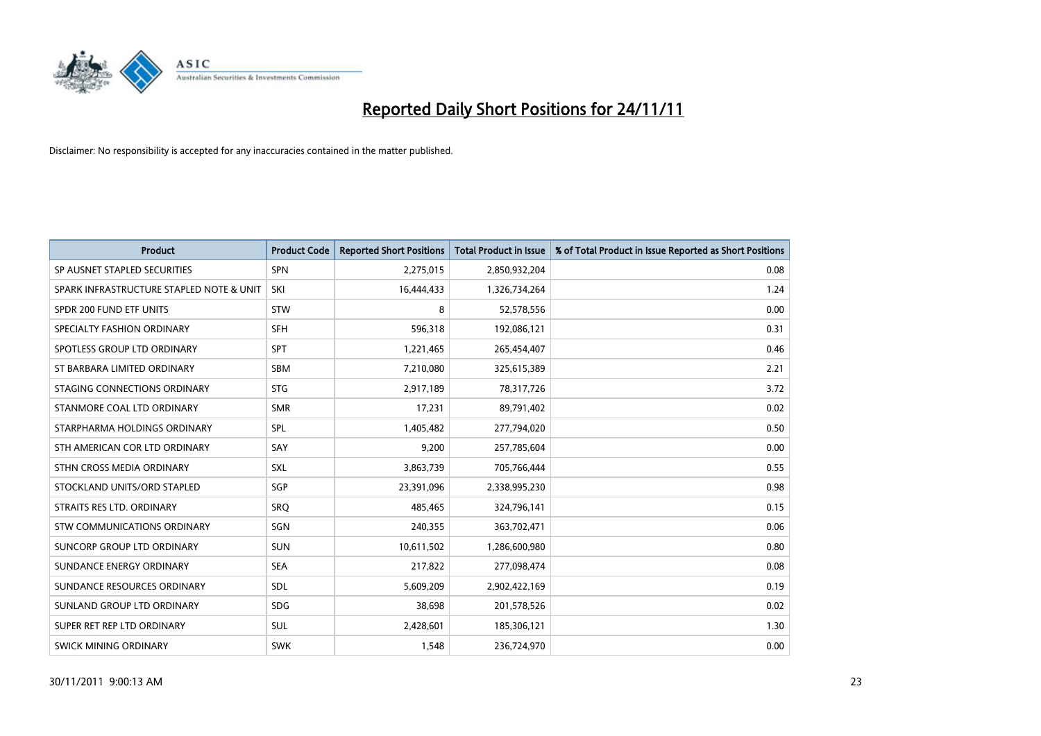# Reported Daily Short Positions for 24/11/11

Disclaimer: No responsibility is accepted for any inaccuracies contained in the matter published.

| Product | Product Code | Reported Short Positions | Total Product in Issue | % of Total Product in Issue Reported as Short Positions |
|---|---|---|---|---|
| SP AUSNET STAPLED SECURITIES | SPN | 2,275,015 | 2,850,932,204 | 0.08 |
| SPARK INFRASTRUCTURE STAPLED NOTE & UNIT | SKI | 16,444,433 | 1,326,734,264 | 1.24 |
| SPDR 200 FUND ETF UNITS | STW | 8 | 52,578,556 | 0.00 |
| SPECIALTY FASHION ORDINARY | SFH | 596,318 | 192,086,121 | 0.31 |
| SPOTLESS GROUP LTD ORDINARY | SPT | 1,221,465 | 265,454,407 | 0.46 |
| ST BARBARA LIMITED ORDINARY | SBM | 7,210,080 | 325,615,389 | 2.21 |
| STAGING CONNECTIONS ORDINARY | STG | 2,917,189 | 78,317,726 | 3.72 |
| STANMORE COAL LTD ORDINARY | SMR | 17,231 | 89,791,402 | 0.02 |
| STARPHARMA HOLDINGS ORDINARY | SPL | 1,405,482 | 277,794,020 | 0.50 |
| STH AMERICAN COR LTD ORDINARY | SAY | 9,200 | 257,785,604 | 0.00 |
| STHN CROSS MEDIA ORDINARY | SXL | 3,863,739 | 705,766,444 | 0.55 |
| STOCKLAND UNITS/ORD STAPLED | SGP | 23,391,096 | 2,338,995,230 | 0.98 |
| STRAITS RES LTD. ORDINARY | SRQ | 485,465 | 324,796,141 | 0.15 |
| STW COMMUNICATIONS ORDINARY | SGN | 240,355 | 363,702,471 | 0.06 |
| SUNCORP GROUP LTD ORDINARY | SUN | 10,611,502 | 1,286,600,980 | 0.80 |
| SUNDANCE ENERGY ORDINARY | SEA | 217,822 | 277,098,474 | 0.08 |
| SUNDANCE RESOURCES ORDINARY | SDL | 5,609,209 | 2,902,422,169 | 0.19 |
| SUNLAND GROUP LTD ORDINARY | SDG | 38,698 | 201,578,526 | 0.02 |
| SUPER RET REP LTD ORDINARY | SUL | 2,428,601 | 185,306,121 | 1.30 |
| SWICK MINING ORDINARY | SWK | 1,548 | 236,724,970 | 0.00 |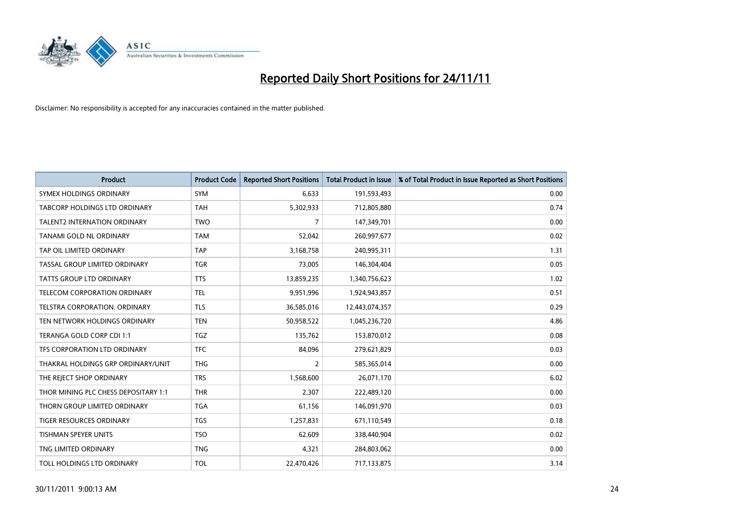# Reported Daily Short Positions for 24/11/11

Disclaimer: No responsibility is accepted for any inaccuracies contained in the matter published.

| Product | Product Code | Reported Short Positions | Total Product in Issue | % of Total Product in Issue Reported as Short Positions |
|---|---|---|---|---|
| SYMEX HOLDINGS ORDINARY | SYM | 6,633 | 191,593,493 | 0.00 |
| TABCORP HOLDINGS LTD ORDINARY | TAH | 5,302,933 | 712,805,880 | 0.74 |
| TALENT2 INTERNATION ORDINARY | TWO | 7 | 147,349,701 | 0.00 |
| TANAMI GOLD NL ORDINARY | TAM | 52,042 | 260,997,677 | 0.02 |
| TAP OIL LIMITED ORDINARY | TAP | 3,168,758 | 240,995,311 | 1.31 |
| TASSAL GROUP LIMITED ORDINARY | TGR | 73,005 | 146,304,404 | 0.05 |
| TATTS GROUP LTD ORDINARY | TTS | 13,859,235 | 1,340,756,623 | 1.02 |
| TELECOM CORPORATION ORDINARY | TEL | 9,951,996 | 1,924,943,857 | 0.51 |
| TELSTRA CORPORATION. ORDINARY | TLS | 36,585,016 | 12,443,074,357 | 0.29 |
| TEN NETWORK HOLDINGS ORDINARY | TEN | 50,958,522 | 1,045,236,720 | 4.86 |
| TERANGA GOLD CORP CDI 1:1 | TGZ | 135,762 | 153,870,012 | 0.08 |
| TFS CORPORATION LTD ORDINARY | TFC | 84,096 | 279,621,829 | 0.03 |
| THAKRAL HOLDINGS GRP ORDINARY/UNIT | THG | 2 | 585,365,014 | 0.00 |
| THE REJECT SHOP ORDINARY | TRS | 1,568,600 | 26,071,170 | 6.02 |
| THOR MINING PLC CHESS DEPOSITARY 1:1 | THR | 2,307 | 222,489,120 | 0.00 |
| THORN GROUP LIMITED ORDINARY | TGA | 61,156 | 146,091,970 | 0.03 |
| TIGER RESOURCES ORDINARY | TGS | 1,257,831 | 671,110,549 | 0.18 |
| TISHMAN SPEYER UNITS | TSO | 62,609 | 338,440,904 | 0.02 |
| TNG LIMITED ORDINARY | TNG | 4,321 | 284,803,062 | 0.00 |
| TOLL HOLDINGS LTD ORDINARY | TOL | 22,470,426 | 717,133,875 | 3.14 |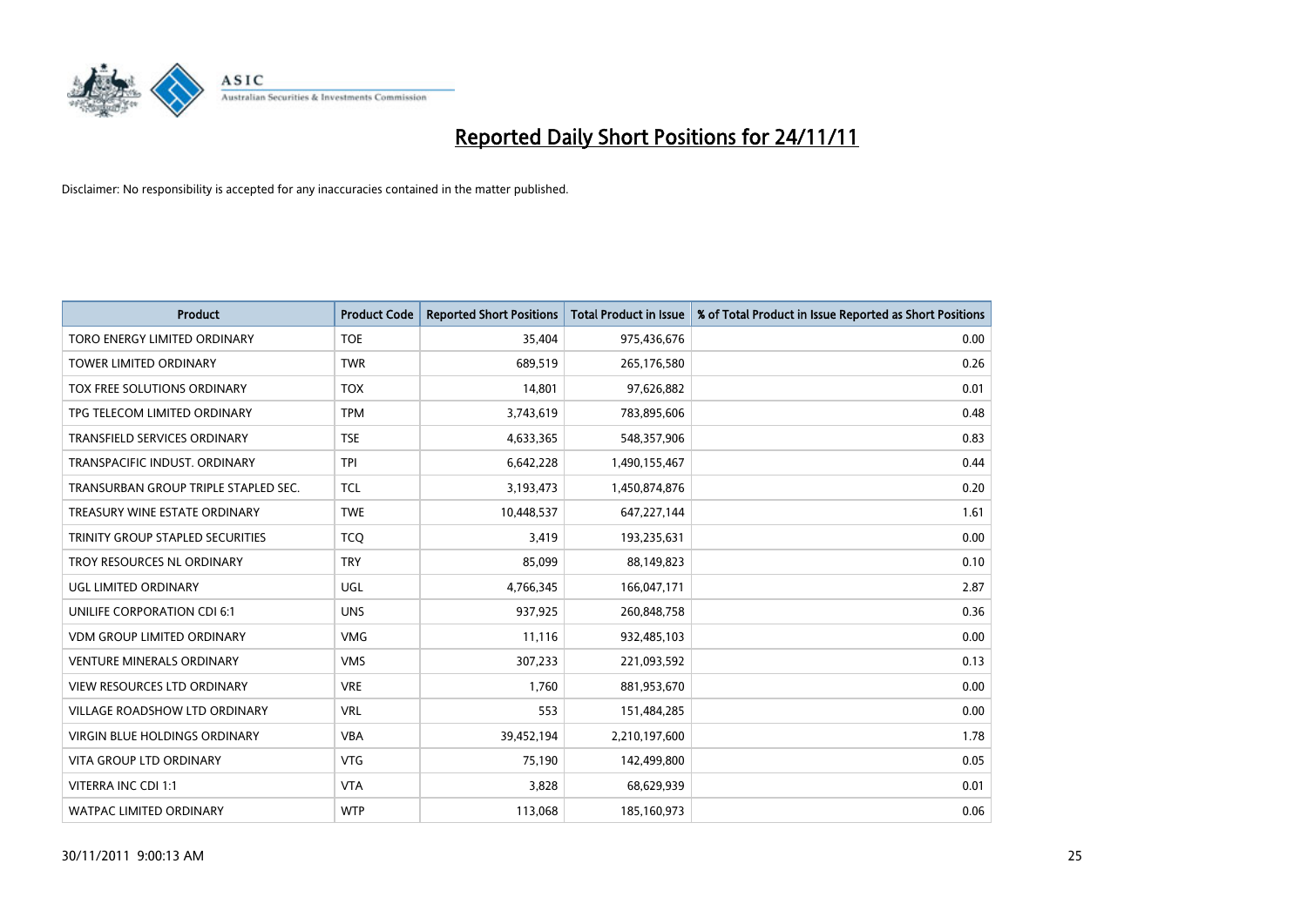# Reported Daily Short Positions for 24/11/11

Disclaimer: No responsibility is accepted for any inaccuracies contained in the matter published.

| Product | Product Code | Reported Short Positions | Total Product in Issue | % of Total Product in Issue Reported as Short Positions |
|---|---|---|---|---|
| TORO ENERGY LIMITED ORDINARY | TOE | 35,404 | 975,436,676 | 0.00 |
| TOWER LIMITED ORDINARY | TWR | 689,519 | 265,176,580 | 0.26 |
| TOX FREE SOLUTIONS ORDINARY | TOX | 14,801 | 97,626,882 | 0.01 |
| TPG TELECOM LIMITED ORDINARY | TPM | 3,743,619 | 783,895,606 | 0.48 |
| TRANSFIELD SERVICES ORDINARY | TSE | 4,633,365 | 548,357,906 | 0.83 |
| TRANSPACIFIC INDUST. ORDINARY | TPI | 6,642,228 | 1,490,155,467 | 0.44 |
| TRANSURBAN GROUP TRIPLE STAPLED SEC. | TCL | 3,193,473 | 1,450,874,876 | 0.20 |
| TREASURY WINE ESTATE ORDINARY | TWE | 10,448,537 | 647,227,144 | 1.61 |
| TRINITY GROUP STAPLED SECURITIES | TCQ | 3,419 | 193,235,631 | 0.00 |
| TROY RESOURCES NL ORDINARY | TRY | 85,099 | 88,149,823 | 0.10 |
| UGL LIMITED ORDINARY | UGL | 4,766,345 | 166,047,171 | 2.87 |
| UNILIFE CORPORATION CDI 6:1 | UNS | 937,925 | 260,848,758 | 0.36 |
| VDM GROUP LIMITED ORDINARY | VMG | 11,116 | 932,485,103 | 0.00 |
| VENTURE MINERALS ORDINARY | VMS | 307,233 | 221,093,592 | 0.13 |
| VIEW RESOURCES LTD ORDINARY | VRE | 1,760 | 881,953,670 | 0.00 |
| VILLAGE ROADSHOW LTD ORDINARY | VRL | 553 | 151,484,285 | 0.00 |
| VIRGIN BLUE HOLDINGS ORDINARY | VBA | 39,452,194 | 2,210,197,600 | 1.78 |
| VITA GROUP LTD ORDINARY | VTG | 75,190 | 142,499,800 | 0.05 |
| VITERRA INC CDI 1:1 | VTA | 3,828 | 68,629,939 | 0.01 |
| WATPAC LIMITED ORDINARY | WTP | 113,068 | 185,160,973 | 0.06 |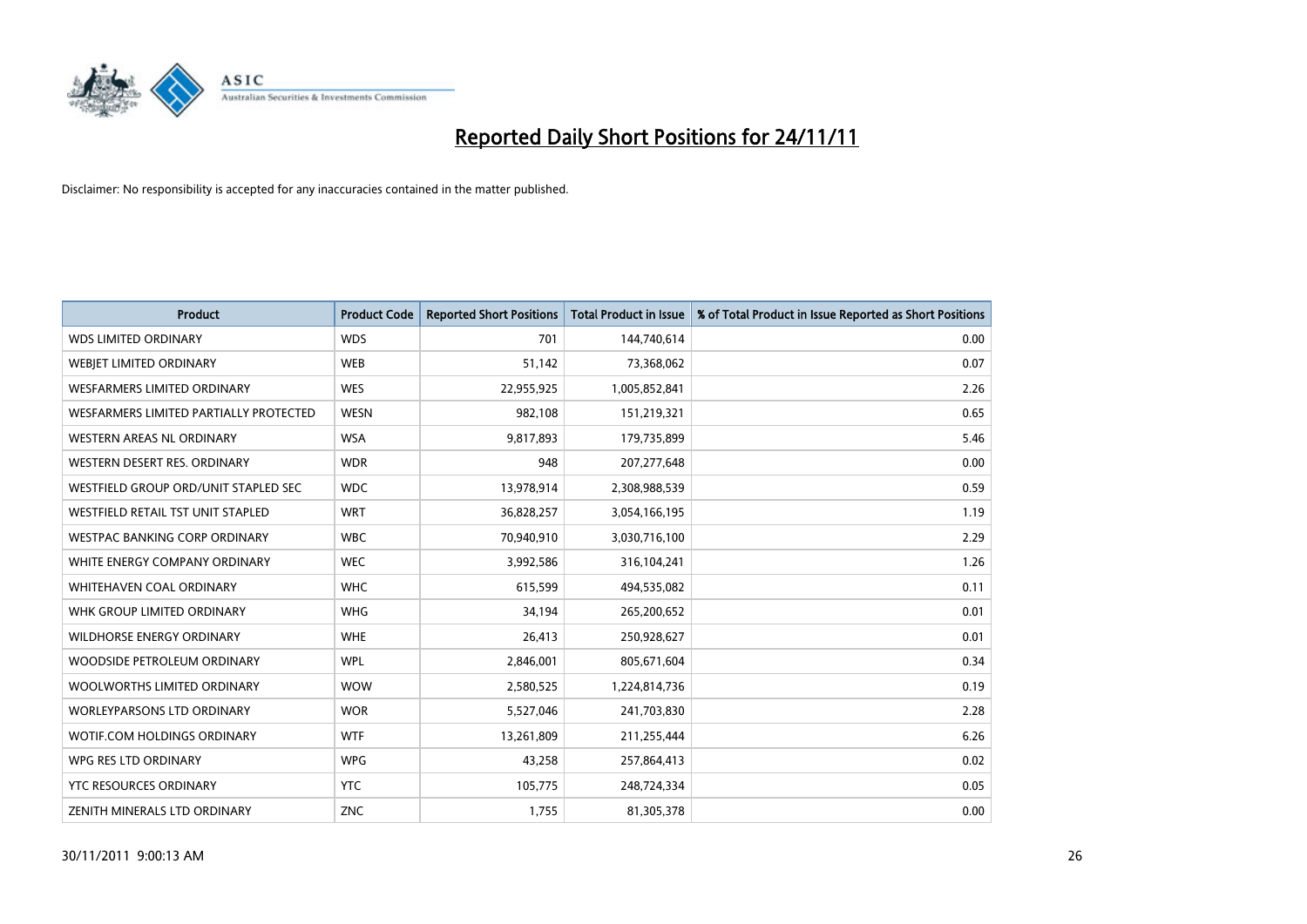# Reported Daily Short Positions for 24/11/11

Disclaimer: No responsibility is accepted for any inaccuracies contained in the matter published.

| Product | Product Code | Reported Short Positions | Total Product in Issue | % of Total Product in Issue Reported as Short Positions |
|---|---|---|---|---|
| WDS LIMITED ORDINARY | WDS | 701 | 144,740,614 | 0.00 |
| WEBJET LIMITED ORDINARY | WEB | 51,142 | 73,368,062 | 0.07 |
| WESFARMERS LIMITED ORDINARY | WES | 22,955,925 | 1,005,852,841 | 2.26 |
| WESFARMERS LIMITED PARTIALLY PROTECTED | WESN | 982,108 | 151,219,321 | 0.65 |
| WESTERN AREAS NL ORDINARY | WSA | 9,817,893 | 179,735,899 | 5.46 |
| WESTERN DESERT RES. ORDINARY | WDR | 948 | 207,277,648 | 0.00 |
| WESTFIELD GROUP ORD/UNIT STAPLED SEC | WDC | 13,978,914 | 2,308,988,539 | 0.59 |
| WESTFIELD RETAIL TST UNIT STAPLED | WRT | 36,828,257 | 3,054,166,195 | 1.19 |
| WESTPAC BANKING CORP ORDINARY | WBC | 70,940,910 | 3,030,716,100 | 2.29 |
| WHITE ENERGY COMPANY ORDINARY | WEC | 3,992,586 | 316,104,241 | 1.26 |
| WHITEHAVEN COAL ORDINARY | WHC | 615,599 | 494,535,082 | 0.11 |
| WHK GROUP LIMITED ORDINARY | WHG | 34,194 | 265,200,652 | 0.01 |
| WILDHORSE ENERGY ORDINARY | WHE | 26,413 | 250,928,627 | 0.01 |
| WOODSIDE PETROLEUM ORDINARY | WPL | 2,846,001 | 805,671,604 | 0.34 |
| WOOLWORTHS LIMITED ORDINARY | WOW | 2,580,525 | 1,224,814,736 | 0.19 |
| WORLEYPARSONS LTD ORDINARY | WOR | 5,527,046 | 241,703,830 | 2.28 |
| WOTIF.COM HOLDINGS ORDINARY | WTF | 13,261,809 | 211,255,444 | 6.26 |
| WPG RES LTD ORDINARY | WPG | 43,258 | 257,864,413 | 0.02 |
| YTC RESOURCES ORDINARY | YTC | 105,775 | 248,724,334 | 0.05 |
| ZENITH MINERALS LTD ORDINARY | ZNC | 1,755 | 81,305,378 | 0.00 |

30/11/2011 9:00:13 AM